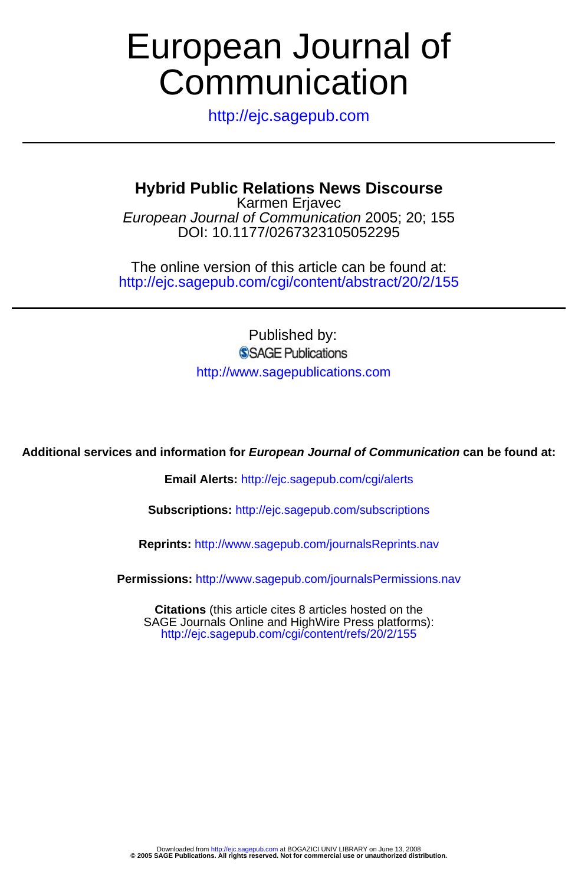# European Journal of Communication

http://ejc.sagepub.com

---

## Hybrid Public Relations News Discourse

Karmen Erjavec

*European Journal of Communication* 2005; 20; 155

DOI: 10.1177/0267323105052295

The online version of this article can be found at:

http://ejc.sagepub.com/cgi/content/abstract/20/2/155

---

Published by:

SAGE Publications

http://www.sagepublications.com

**Additional services and information for *European Journal of Communication* can be found at:**

**Email Alerts:** http://ejc.sagepub.com/cgi/alerts

**Subscriptions:** http://ejc.sagepub.com/subscriptions

**Reprints:** http://www.sagepub.com/journalsReprints.nav

**Permissions:** http://www.sagepub.com/journalsPermissions.nav

**Citations** (this article cites 8 articles hosted on the SAGE Journals Online and HighWire Press platforms):
http://ejc.sagepub.com/cgi/content/refs/20/2/155

Downloaded from http://ejc.sagepub.com at BOGAZICI UNIV LIBRARY on June 13, 2008

**© 2005 SAGE Publications. All rights reserved. Not for commercial use or unauthorized distribution.**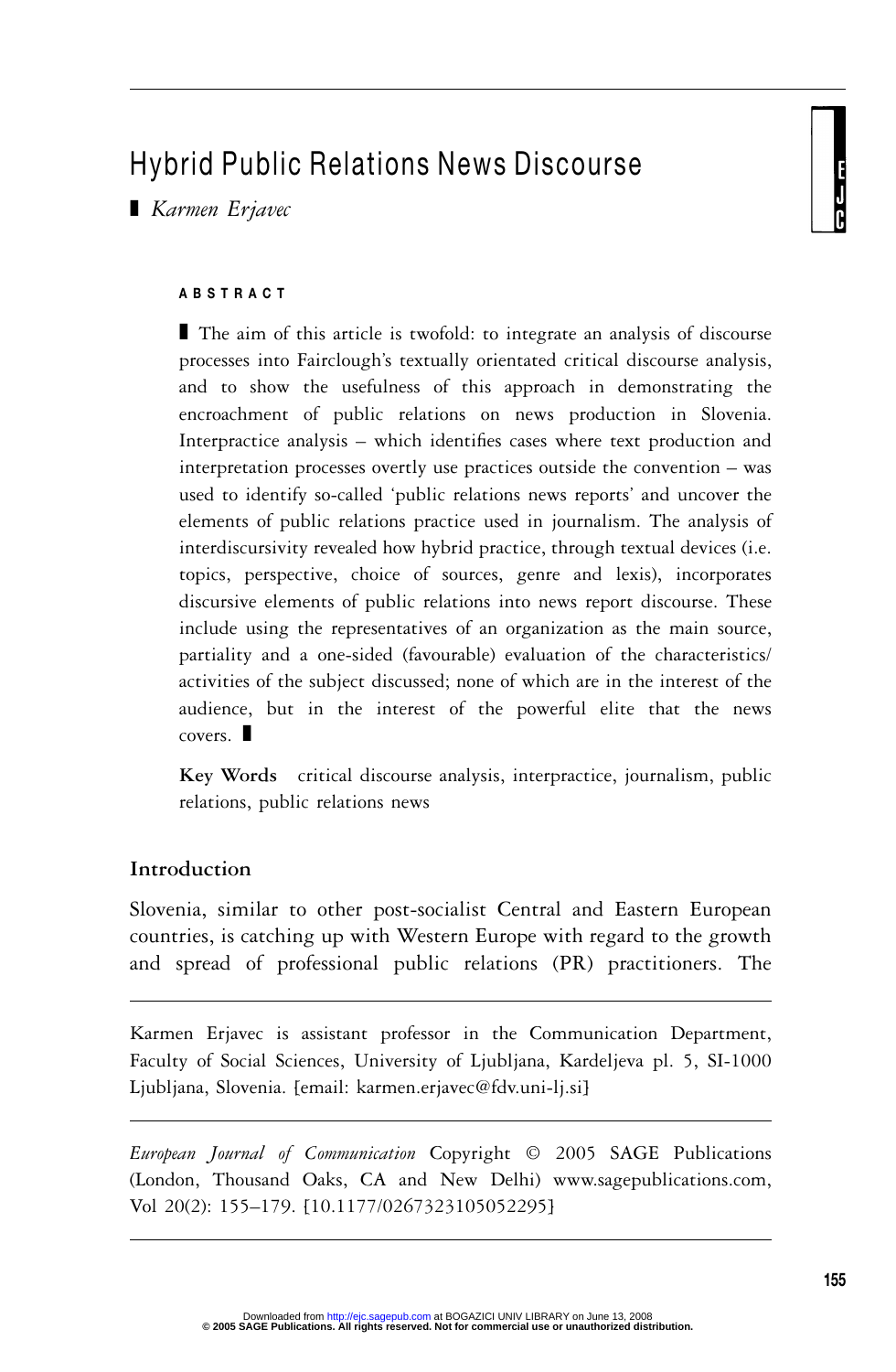# Hybrid Public Relations News Discourse

*Karmen Erjavec*

**ABSTRACT**

The aim of this article is twofold: to integrate an analysis of discourse processes into Fairclough's textually orientated critical discourse analysis, and to show the usefulness of this approach in demonstrating the encroachment of public relations on news production in Slovenia. Interpractice analysis – which identifies cases where text production and interpretation processes overtly use practices outside the convention – was used to identify so-called 'public relations news reports' and uncover the elements of public relations practice used in journalism. The analysis of interdiscursivity revealed how hybrid practice, through textual devices (i.e. topics, perspective, choice of sources, genre and lexis), incorporates discursive elements of public relations into news report discourse. These include using the representatives of an organization as the main source, partiality and a one-sided (favourable) evaluation of the characteristics/activities of the subject discussed; none of which are in the interest of the audience, but in the interest of the powerful elite that the news covers.

**Key Words** critical discourse analysis, interpractice, journalism, public relations, public relations news

## Introduction

Slovenia, similar to other post-socialist Central and Eastern European countries, is catching up with Western Europe with regard to the growth and spread of professional public relations (PR) practitioners. The

---

Karmen Erjavec is assistant professor in the Communication Department, Faculty of Social Sciences, University of Ljubljana, Kardeljeva pl. 5, SI-1000 Ljubljana, Slovenia. [email: karmen.erjavec@fdv.uni-lj.si]

*European Journal of Communication* Copyright © 2005 SAGE Publications (London, Thousand Oaks, CA and New Delhi) www.sagepublications.com, Vol 20(2): 155–179. [10.1177/0267323105052295]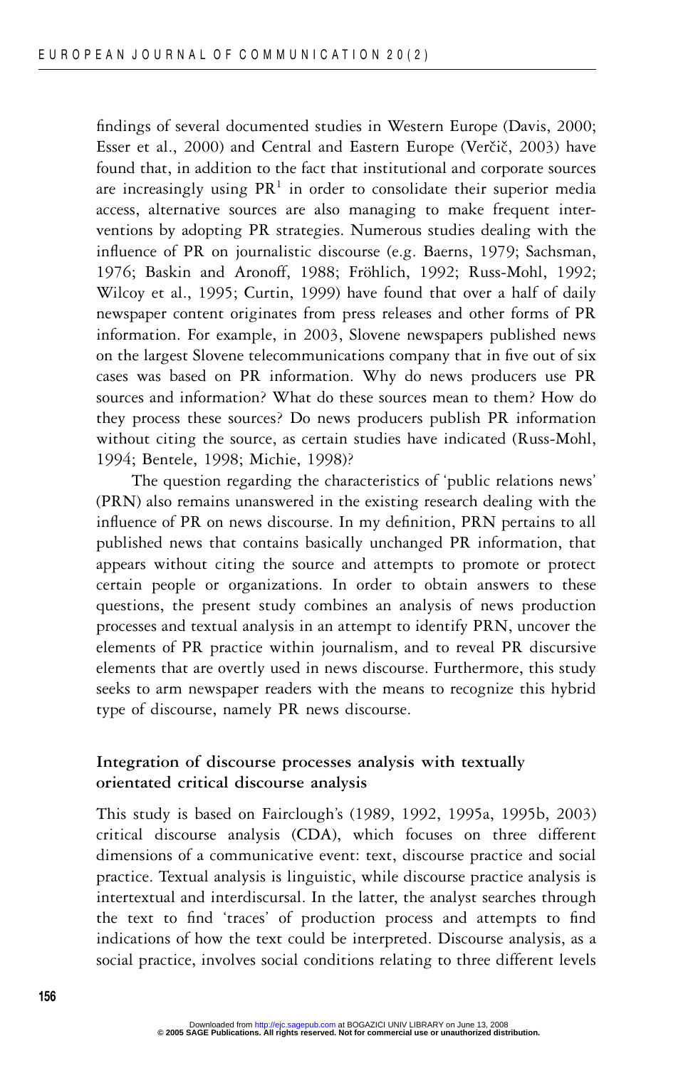findings of several documented studies in Western Europe (Davis, 2000; Esser et al., 2000) and Central and Eastern Europe (Verčič, 2003) have found that, in addition to the fact that institutional and corporate sources are increasingly using PR[1] in order to consolidate their superior media access, alternative sources are also managing to make frequent interventions by adopting PR strategies. Numerous studies dealing with the influence of PR on journalistic discourse (e.g. Baerns, 1979; Sachsman, 1976; Baskin and Aronoff, 1988; Fröhlich, 1992; Russ-Mohl, 1992; Wilcoy et al., 1995; Curtin, 1999) have found that over a half of daily newspaper content originates from press releases and other forms of PR information. For example, in 2003, Slovene newspapers published news on the largest Slovene telecommunications company that in five out of six cases was based on PR information. Why do news producers use PR sources and information? What do these sources mean to them? How do they process these sources? Do news producers publish PR information without citing the source, as certain studies have indicated (Russ-Mohl, 1994; Bentele, 1998; Michie, 1998)?

The question regarding the characteristics of 'public relations news' (PRN) also remains unanswered in the existing research dealing with the influence of PR on news discourse. In my definition, PRN pertains to all published news that contains basically unchanged PR information, that appears without citing the source and attempts to promote or protect certain people or organizations. In order to obtain answers to these questions, the present study combines an analysis of news production processes and textual analysis in an attempt to identify PRN, uncover the elements of PR practice within journalism, and to reveal PR discursive elements that are overtly used in news discourse. Furthermore, this study seeks to arm newspaper readers with the means to recognize this hybrid type of discourse, namely PR news discourse.

## Integration of discourse processes analysis with textually orientated critical discourse analysis

This study is based on Fairclough's (1989, 1992, 1995a, 1995b, 2003) critical discourse analysis (CDA), which focuses on three different dimensions of a communicative event: text, discourse practice and social practice. Textual analysis is linguistic, while discourse practice analysis is intertextual and interdiscursal. In the latter, the analyst searches through the text to find 'traces' of production process and attempts to find indications of how the text could be interpreted. Discourse analysis, as a social practice, involves social conditions relating to three different levels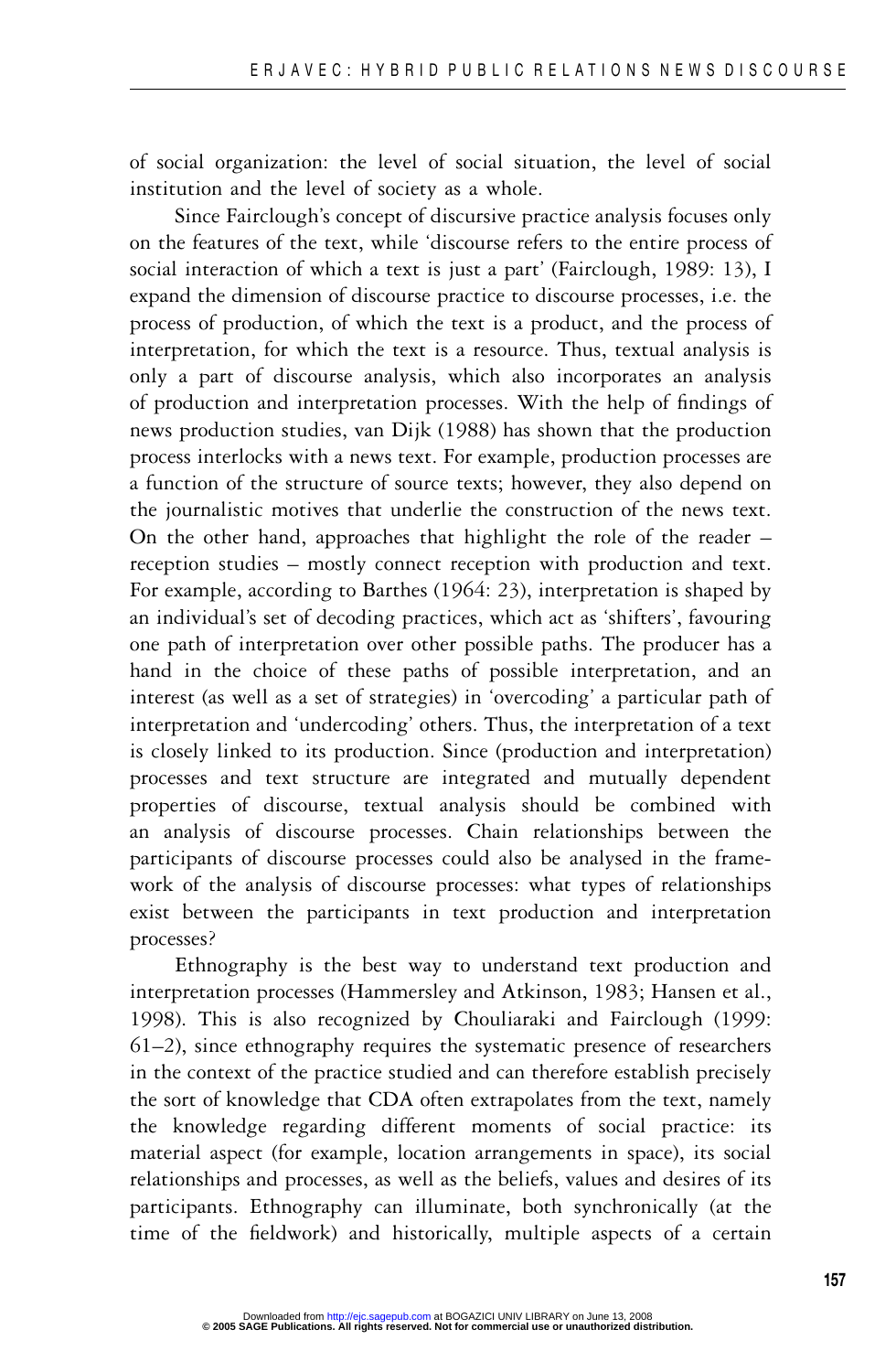of social organization: the level of social situation, the level of social institution and the level of society as a whole.

Since Fairclough's concept of discursive practice analysis focuses only on the features of the text, while 'discourse refers to the entire process of social interaction of which a text is just a part' (Fairclough, 1989: 13), I expand the dimension of discourse practice to discourse processes, i.e. the process of production, of which the text is a product, and the process of interpretation, for which the text is a resource. Thus, textual analysis is only a part of discourse analysis, which also incorporates an analysis of production and interpretation processes. With the help of findings of news production studies, van Dijk (1988) has shown that the production process interlocks with a news text. For example, production processes are a function of the structure of source texts; however, they also depend on the journalistic motives that underlie the construction of the news text. On the other hand, approaches that highlight the role of the reader – reception studies – mostly connect reception with production and text. For example, according to Barthes (1964: 23), interpretation is shaped by an individual's set of decoding practices, which act as 'shifters', favouring one path of interpretation over other possible paths. The producer has a hand in the choice of these paths of possible interpretation, and an interest (as well as a set of strategies) in 'overcoding' a particular path of interpretation and 'undercoding' others. Thus, the interpretation of a text is closely linked to its production. Since (production and interpretation) processes and text structure are integrated and mutually dependent properties of discourse, textual analysis should be combined with an analysis of discourse processes. Chain relationships between the participants of discourse processes could also be analysed in the framework of the analysis of discourse processes: what types of relationships exist between the participants in text production and interpretation processes?

Ethnography is the best way to understand text production and interpretation processes (Hammersley and Atkinson, 1983; Hansen et al., 1998). This is also recognized by Chouliaraki and Fairclough (1999: 61–2), since ethnography requires the systematic presence of researchers in the context of the practice studied and can therefore establish precisely the sort of knowledge that CDA often extrapolates from the text, namely the knowledge regarding different moments of social practice: its material aspect (for example, location arrangements in space), its social relationships and processes, as well as the beliefs, values and desires of its participants. Ethnography can illuminate, both synchronically (at the time of the fieldwork) and historically, multiple aspects of a certain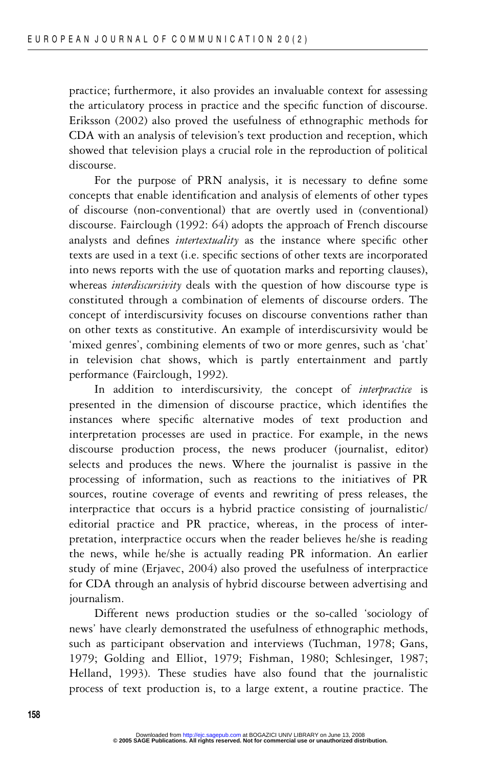practice; furthermore, it also provides an invaluable context for assessing the articulatory process in practice and the specific function of discourse. Eriksson (2002) also proved the usefulness of ethnographic methods for CDA with an analysis of television's text production and reception, which showed that television plays a crucial role in the reproduction of political discourse.

For the purpose of PRN analysis, it is necessary to define some concepts that enable identification and analysis of elements of other types of discourse (non-conventional) that are overtly used in (conventional) discourse. Fairclough (1992: 64) adopts the approach of French discourse analysts and defines *intertextuality* as the instance where specific other texts are used in a text (i.e. specific sections of other texts are incorporated into news reports with the use of quotation marks and reporting clauses), whereas *interdiscursivity* deals with the question of how discourse type is constituted through a combination of elements of discourse orders. The concept of interdiscursivity focuses on discourse conventions rather than on other texts as constitutive. An example of interdiscursivity would be 'mixed genres', combining elements of two or more genres, such as 'chat' in television chat shows, which is partly entertainment and partly performance (Fairclough, 1992).

In addition to interdiscursivity, the concept of *interpractice* is presented in the dimension of discourse practice, which identifies the instances where specific alternative modes of text production and interpretation processes are used in practice. For example, in the news discourse production process, the news producer (journalist, editor) selects and produces the news. Where the journalist is passive in the processing of information, such as reactions to the initiatives of PR sources, routine coverage of events and rewriting of press releases, the interpractice that occurs is a hybrid practice consisting of journalistic/editorial practice and PR practice, whereas, in the process of interpretation, interpractice occurs when the reader believes he/she is reading the news, while he/she is actually reading PR information. An earlier study of mine (Erjavec, 2004) also proved the usefulness of interpractice for CDA through an analysis of hybrid discourse between advertising and journalism.

Different news production studies or the so-called 'sociology of news' have clearly demonstrated the usefulness of ethnographic methods, such as participant observation and interviews (Tuchman, 1978; Gans, 1979; Golding and Elliot, 1979; Fishman, 1980; Schlesinger, 1987; Helland, 1993). These studies have also found that the journalistic process of text production is, to a large extent, a routine practice. The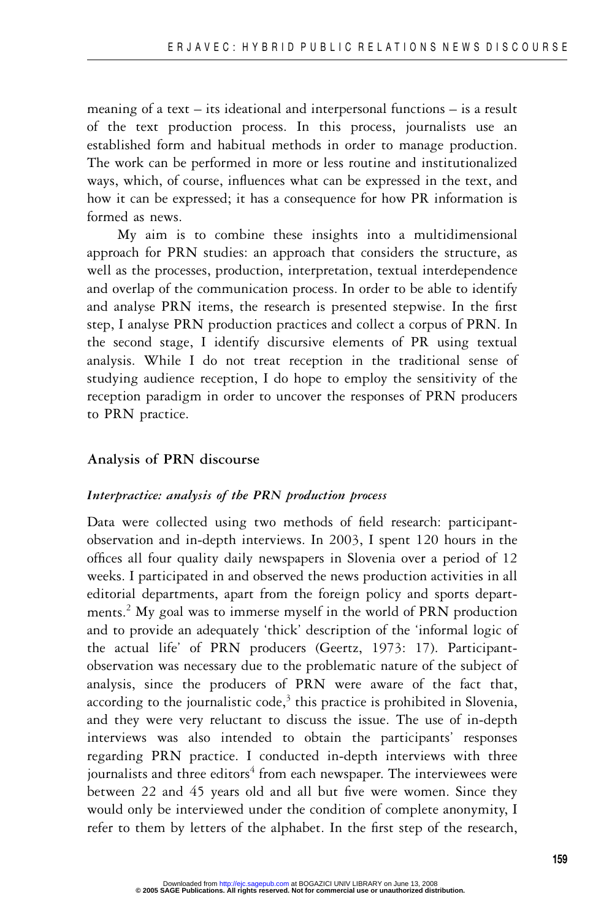meaning of a text – its ideational and interpersonal functions – is a result of the text production process. In this process, journalists use an established form and habitual methods in order to manage production. The work can be performed in more or less routine and institutionalized ways, which, of course, influences what can be expressed in the text, and how it can be expressed; it has a consequence for how PR information is formed as news.

My aim is to combine these insights into a multidimensional approach for PRN studies: an approach that considers the structure, as well as the processes, production, interpretation, textual interdependence and overlap of the communication process. In order to be able to identify and analyse PRN items, the research is presented stepwise. In the first step, I analyse PRN production practices and collect a corpus of PRN. In the second stage, I identify discursive elements of PR using textual analysis. While I do not treat reception in the traditional sense of studying audience reception, I do hope to employ the sensitivity of the reception paradigm in order to uncover the responses of PRN producers to PRN practice.

## Analysis of PRN discourse

### *Interpractice: analysis of the PRN production process*

Data were collected using two methods of field research: participant-observation and in-depth interviews. In 2003, I spent 120 hours in the offices all four quality daily newspapers in Slovenia over a period of 12 weeks. I participated in and observed the news production activities in all editorial departments, apart from the foreign policy and sports departments.[2] My goal was to immerse myself in the world of PRN production and to provide an adequately 'thick' description of the 'informal logic of the actual life' of PRN producers (Geertz, 1973: 17). Participant-observation was necessary due to the problematic nature of the subject of analysis, since the producers of PRN were aware of the fact that, according to the journalistic code,[3] this practice is prohibited in Slovenia, and they were very reluctant to discuss the issue. The use of in-depth interviews was also intended to obtain the participants' responses regarding PRN practice. I conducted in-depth interviews with three journalists and three editors[4] from each newspaper. The interviewees were between 22 and 45 years old and all but five were women. Since they would only be interviewed under the condition of complete anonymity, I refer to them by letters of the alphabet. In the first step of the research,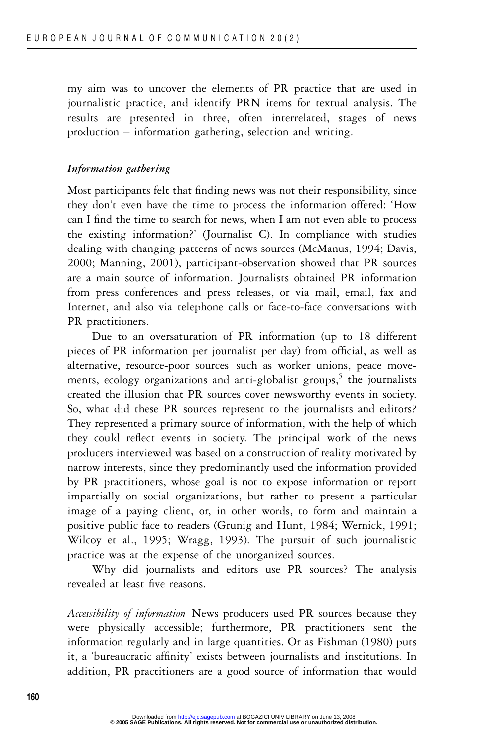my aim was to uncover the elements of PR practice that are used in journalistic practice, and identify PRN items for textual analysis. The results are presented in three, often interrelated, stages of news production – information gathering, selection and writing.

### *Information gathering*

Most participants felt that finding news was not their responsibility, since they don't even have the time to process the information offered: 'How can I find the time to search for news, when I am not even able to process the existing information?' (Journalist C). In compliance with studies dealing with changing patterns of news sources (McManus, 1994; Davis, 2000; Manning, 2001), participant-observation showed that PR sources are a main source of information. Journalists obtained PR information from press conferences and press releases, or via mail, email, fax and Internet, and also via telephone calls or face-to-face conversations with PR practitioners.

Due to an oversaturation of PR information (up to 18 different pieces of PR information per journalist per day) from official, as well as alternative, resource-poor sources such as worker unions, peace movements, ecology organizations and anti-globalist groups,[5] the journalists created the illusion that PR sources cover newsworthy events in society. So, what did these PR sources represent to the journalists and editors? They represented a primary source of information, with the help of which they could reflect events in society. The principal work of the news producers interviewed was based on a construction of reality motivated by narrow interests, since they predominantly used the information provided by PR practitioners, whose goal is not to expose information or report impartially on social organizations, but rather to present a particular image of a paying client, or, in other words, to form and maintain a positive public face to readers (Grunig and Hunt, 1984; Wernick, 1991; Wilcoy et al., 1995; Wragg, 1993). The pursuit of such journalistic practice was at the expense of the unorganized sources.

Why did journalists and editors use PR sources? The analysis revealed at least five reasons.

*Accessibility of information* News producers used PR sources because they were physically accessible; furthermore, PR practitioners sent the information regularly and in large quantities. Or as Fishman (1980) puts it, a 'bureaucratic affinity' exists between journalists and institutions. In addition, PR practitioners are a good source of information that would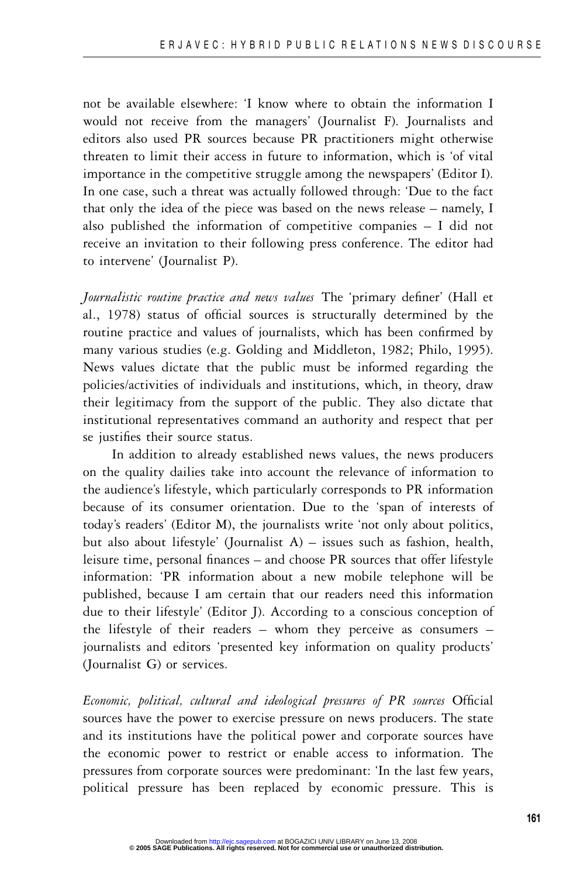not be available elsewhere: 'I know where to obtain the information I would not receive from the managers' (Journalist F). Journalists and editors also used PR sources because PR practitioners might otherwise threaten to limit their access in future to information, which is 'of vital importance in the competitive struggle among the newspapers' (Editor I). In one case, such a threat was actually followed through: 'Due to the fact that only the idea of the piece was based on the news release – namely, I also published the information of competitive companies – I did not receive an invitation to their following press conference. The editor had to intervene' (Journalist P).

*Journalistic routine practice and news values* The 'primary definer' (Hall et al., 1978) status of official sources is structurally determined by the routine practice and values of journalists, which has been confirmed by many various studies (e.g. Golding and Middleton, 1982; Philo, 1995). News values dictate that the public must be informed regarding the policies/activities of individuals and institutions, which, in theory, draw their legitimacy from the support of the public. They also dictate that institutional representatives command an authority and respect that per se justifies their source status.

In addition to already established news values, the news producers on the quality dailies take into account the relevance of information to the audience's lifestyle, which particularly corresponds to PR information because of its consumer orientation. Due to the 'span of interests of today's readers' (Editor M), the journalists write 'not only about politics, but also about lifestyle' (Journalist A) – issues such as fashion, health, leisure time, personal finances – and choose PR sources that offer lifestyle information: 'PR information about a new mobile telephone will be published, because I am certain that our readers need this information due to their lifestyle' (Editor J). According to a conscious conception of the lifestyle of their readers – whom they perceive as consumers – journalists and editors 'presented key information on quality products' (Journalist G) or services.

*Economic, political, cultural and ideological pressures of PR sources* Official sources have the power to exercise pressure on news producers. The state and its institutions have the political power and corporate sources have the economic power to restrict or enable access to information. The pressures from corporate sources were predominant: 'In the last few years, political pressure has been replaced by economic pressure. This is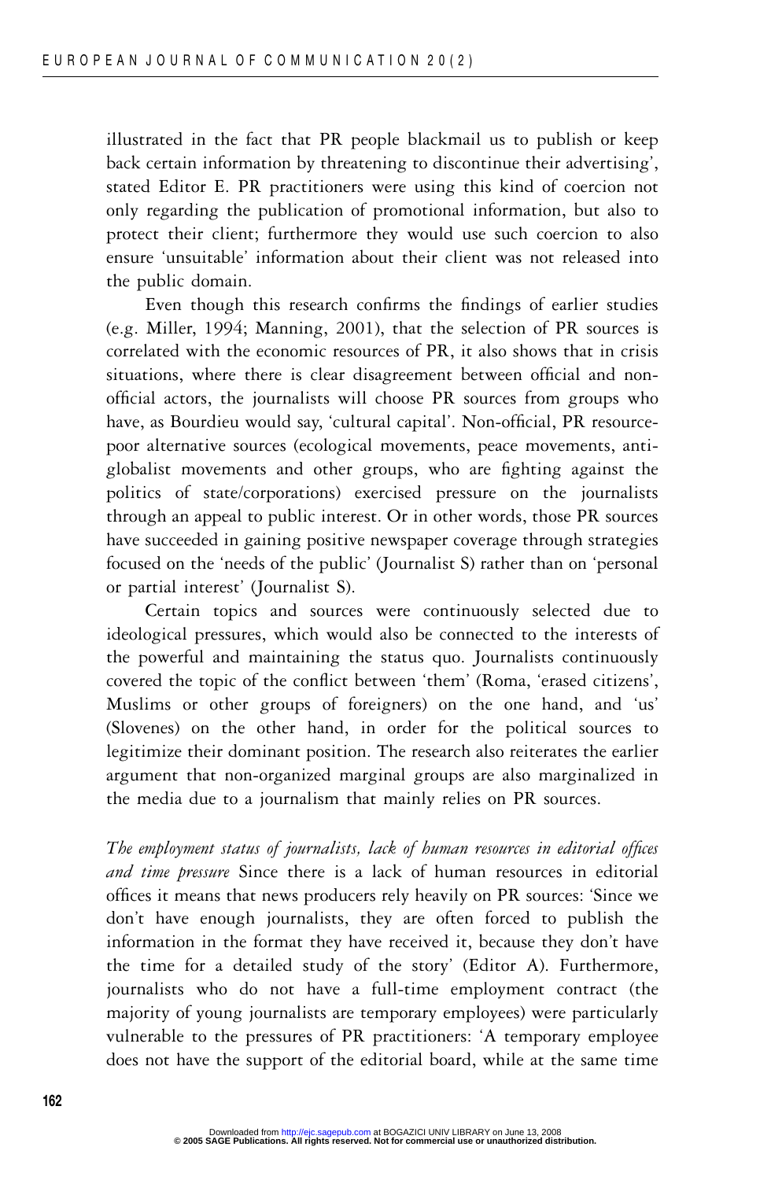illustrated in the fact that PR people blackmail us to publish or keep back certain information by threatening to discontinue their advertising', stated Editor E. PR practitioners were using this kind of coercion not only regarding the publication of promotional information, but also to protect their client; furthermore they would use such coercion to also ensure 'unsuitable' information about their client was not released into the public domain.

Even though this research confirms the findings of earlier studies (e.g. Miller, 1994; Manning, 2001), that the selection of PR sources is correlated with the economic resources of PR, it also shows that in crisis situations, where there is clear disagreement between official and non-official actors, the journalists will choose PR sources from groups who have, as Bourdieu would say, 'cultural capital'. Non-official, PR resource-poor alternative sources (ecological movements, peace movements, anti-globalist movements and other groups, who are fighting against the politics of state/corporations) exercised pressure on the journalists through an appeal to public interest. Or in other words, those PR sources have succeeded in gaining positive newspaper coverage through strategies focused on the 'needs of the public' (Journalist S) rather than on 'personal or partial interest' (Journalist S).

Certain topics and sources were continuously selected due to ideological pressures, which would also be connected to the interests of the powerful and maintaining the status quo. Journalists continuously covered the topic of the conflict between 'them' (Roma, 'erased citizens', Muslims or other groups of foreigners) on the one hand, and 'us' (Slovenes) on the other hand, in order for the political sources to legitimize their dominant position. The research also reiterates the earlier argument that non-organized marginal groups are also marginalized in the media due to a journalism that mainly relies on PR sources.

*The employment status of journalists, lack of human resources in editorial offices and time pressure* Since there is a lack of human resources in editorial offices it means that news producers rely heavily on PR sources: 'Since we don't have enough journalists, they are often forced to publish the information in the format they have received it, because they don't have the time for a detailed study of the story' (Editor A). Furthermore, journalists who do not have a full-time employment contract (the majority of young journalists are temporary employees) were particularly vulnerable to the pressures of PR practitioners: 'A temporary employee does not have the support of the editorial board, while at the same time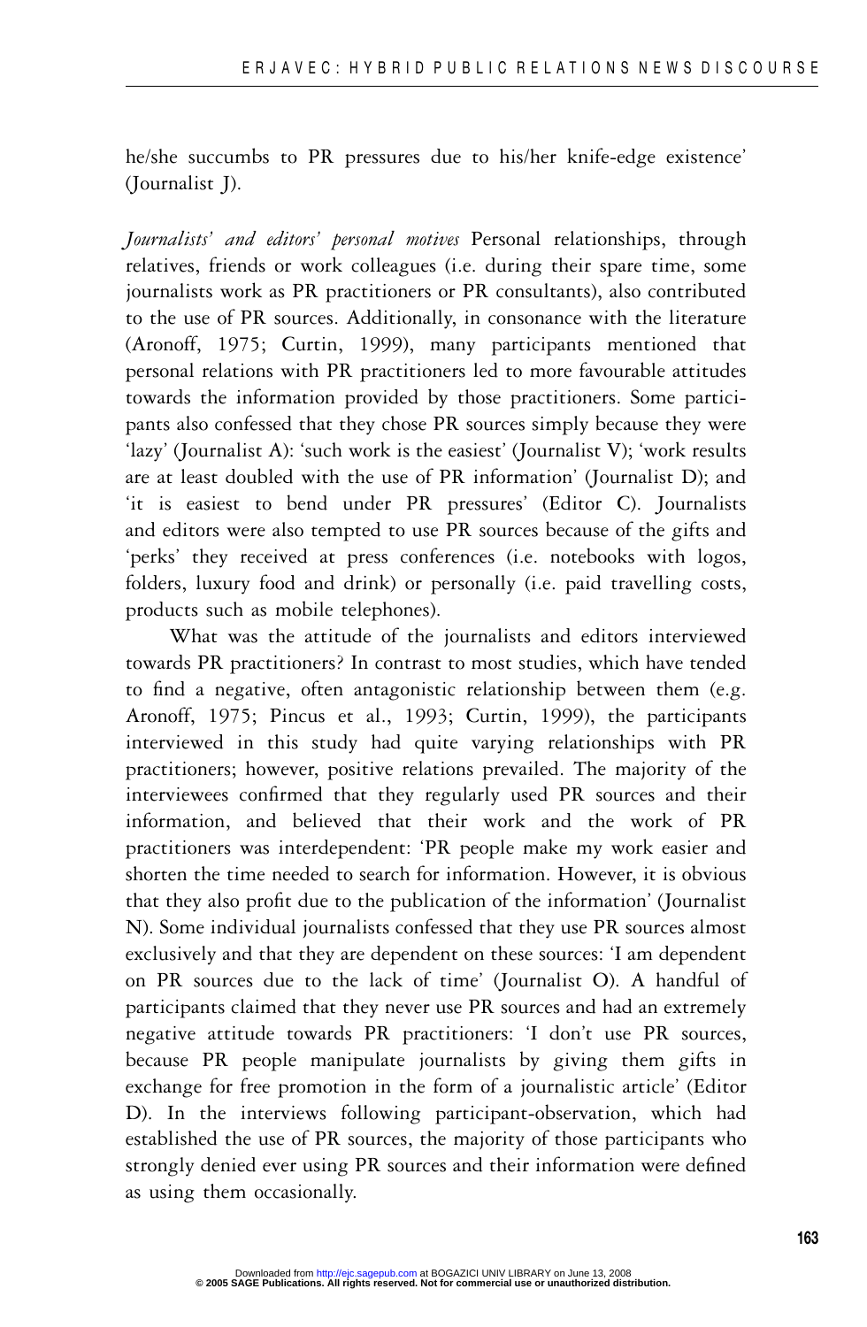he/she succumbs to PR pressures due to his/her knife-edge existence' (Journalist J).

*Journalists' and editors' personal motives* Personal relationships, through relatives, friends or work colleagues (i.e. during their spare time, some journalists work as PR practitioners or PR consultants), also contributed to the use of PR sources. Additionally, in consonance with the literature (Aronoff, 1975; Curtin, 1999), many participants mentioned that personal relations with PR practitioners led to more favourable attitudes towards the information provided by those practitioners. Some participants also confessed that they chose PR sources simply because they were 'lazy' (Journalist A): 'such work is the easiest' (Journalist V); 'work results are at least doubled with the use of PR information' (Journalist D); and 'it is easiest to bend under PR pressures' (Editor C). Journalists and editors were also tempted to use PR sources because of the gifts and 'perks' they received at press conferences (i.e. notebooks with logos, folders, luxury food and drink) or personally (i.e. paid travelling costs, products such as mobile telephones).

What was the attitude of the journalists and editors interviewed towards PR practitioners? In contrast to most studies, which have tended to find a negative, often antagonistic relationship between them (e.g. Aronoff, 1975; Pincus et al., 1993; Curtin, 1999), the participants interviewed in this study had quite varying relationships with PR practitioners; however, positive relations prevailed. The majority of the interviewees confirmed that they regularly used PR sources and their information, and believed that their work and the work of PR practitioners was interdependent: 'PR people make my work easier and shorten the time needed to search for information. However, it is obvious that they also profit due to the publication of the information' (Journalist N). Some individual journalists confessed that they use PR sources almost exclusively and that they are dependent on these sources: 'I am dependent on PR sources due to the lack of time' (Journalist O). A handful of participants claimed that they never use PR sources and had an extremely negative attitude towards PR practitioners: 'I don't use PR sources, because PR people manipulate journalists by giving them gifts in exchange for free promotion in the form of a journalistic article' (Editor D). In the interviews following participant-observation, which had established the use of PR sources, the majority of those participants who strongly denied ever using PR sources and their information were defined as using them occasionally.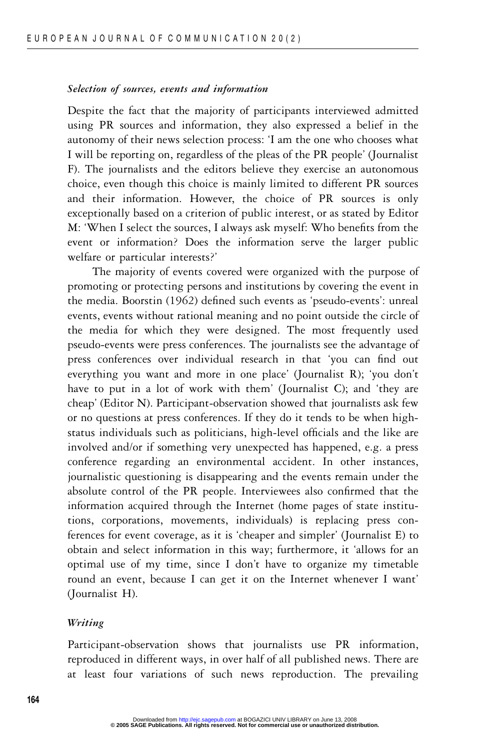*Selection of sources, events and information*

Despite the fact that the majority of participants interviewed admitted using PR sources and information, they also expressed a belief in the autonomy of their news selection process: 'I am the one who chooses what I will be reporting on, regardless of the pleas of the PR people' (Journalist F). The journalists and the editors believe they exercise an autonomous choice, even though this choice is mainly limited to different PR sources and their information. However, the choice of PR sources is only exceptionally based on a criterion of public interest, or as stated by Editor M: 'When I select the sources, I always ask myself: Who benefits from the event or information? Does the information serve the larger public welfare or particular interests?'

The majority of events covered were organized with the purpose of promoting or protecting persons and institutions by covering the event in the media. Boorstin (1962) defined such events as 'pseudo-events': unreal events, events without rational meaning and no point outside the circle of the media for which they were designed. The most frequently used pseudo-events were press conferences. The journalists see the advantage of press conferences over individual research in that 'you can find out everything you want and more in one place' (Journalist R); 'you don't have to put in a lot of work with them' (Journalist C); and 'they are cheap' (Editor N). Participant-observation showed that journalists ask few or no questions at press conferences. If they do it tends to be when high-status individuals such as politicians, high-level officials and the like are involved and/or if something very unexpected has happened, e.g. a press conference regarding an environmental accident. In other instances, journalistic questioning is disappearing and the events remain under the absolute control of the PR people. Interviewees also confirmed that the information acquired through the Internet (home pages of state institutions, corporations, movements, individuals) is replacing press conferences for event coverage, as it is 'cheaper and simpler' (Journalist E) to obtain and select information in this way; furthermore, it 'allows for an optimal use of my time, since I don't have to organize my timetable round an event, because I can get it on the Internet whenever I want' (Journalist H).

*Writing*

Participant-observation shows that journalists use PR information, reproduced in different ways, in over half of all published news. There are at least four variations of such news reproduction. The prevailing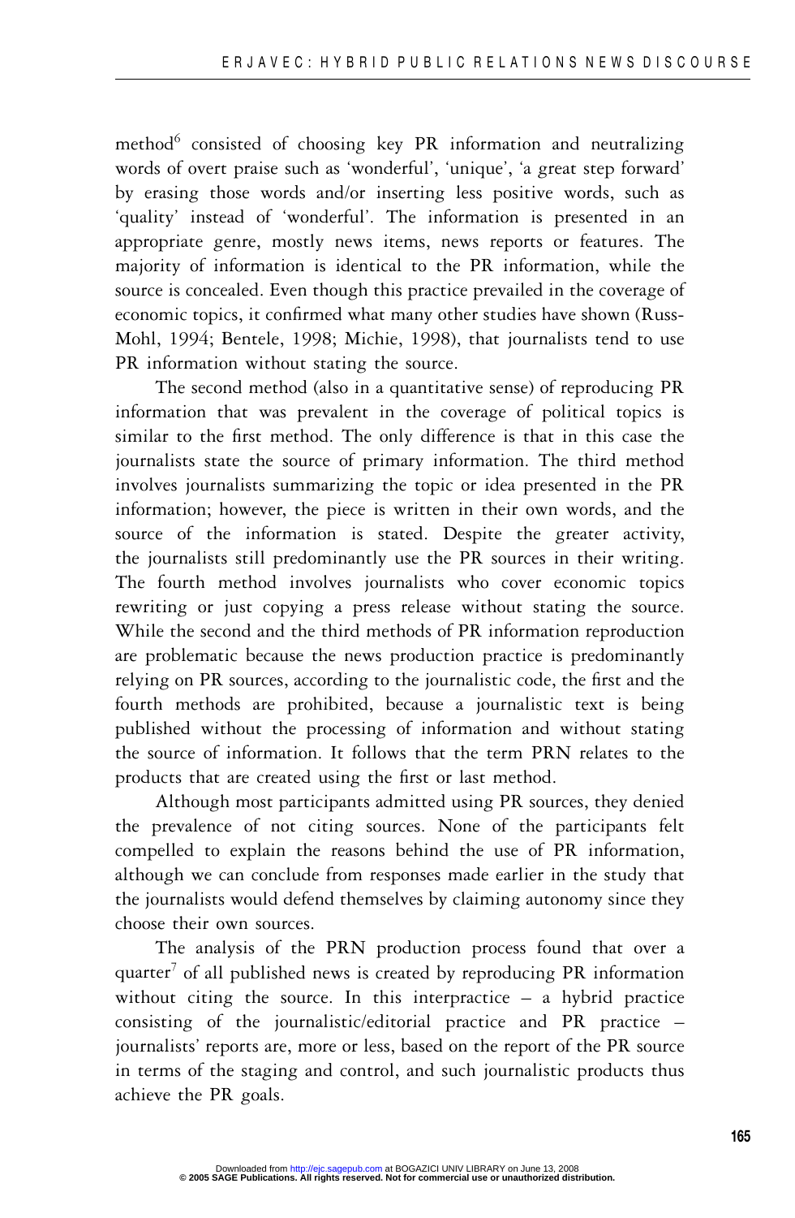method[6] consisted of choosing key PR information and neutralizing words of overt praise such as 'wonderful', 'unique', 'a great step forward' by erasing those words and/or inserting less positive words, such as 'quality' instead of 'wonderful'. The information is presented in an appropriate genre, mostly news items, news reports or features. The majority of information is identical to the PR information, while the source is concealed. Even though this practice prevailed in the coverage of economic topics, it confirmed what many other studies have shown (Russ-Mohl, 1994; Bentele, 1998; Michie, 1998), that journalists tend to use PR information without stating the source.

The second method (also in a quantitative sense) of reproducing PR information that was prevalent in the coverage of political topics is similar to the first method. The only difference is that in this case the journalists state the source of primary information. The third method involves journalists summarizing the topic or idea presented in the PR information; however, the piece is written in their own words, and the source of the information is stated. Despite the greater activity, the journalists still predominantly use the PR sources in their writing. The fourth method involves journalists who cover economic topics rewriting or just copying a press release without stating the source. While the second and the third methods of PR information reproduction are problematic because the news production practice is predominantly relying on PR sources, according to the journalistic code, the first and the fourth methods are prohibited, because a journalistic text is being published without the processing of information and without stating the source of information. It follows that the term PRN relates to the products that are created using the first or last method.

Although most participants admitted using PR sources, they denied the prevalence of not citing sources. None of the participants felt compelled to explain the reasons behind the use of PR information, although we can conclude from responses made earlier in the study that the journalists would defend themselves by claiming autonomy since they choose their own sources.

The analysis of the PRN production process found that over a quarter[7] of all published news is created by reproducing PR information without citing the source. In this interpractice – a hybrid practice consisting of the journalistic/editorial practice and PR practice – journalists' reports are, more or less, based on the report of the PR source in terms of the staging and control, and such journalistic products thus achieve the PR goals.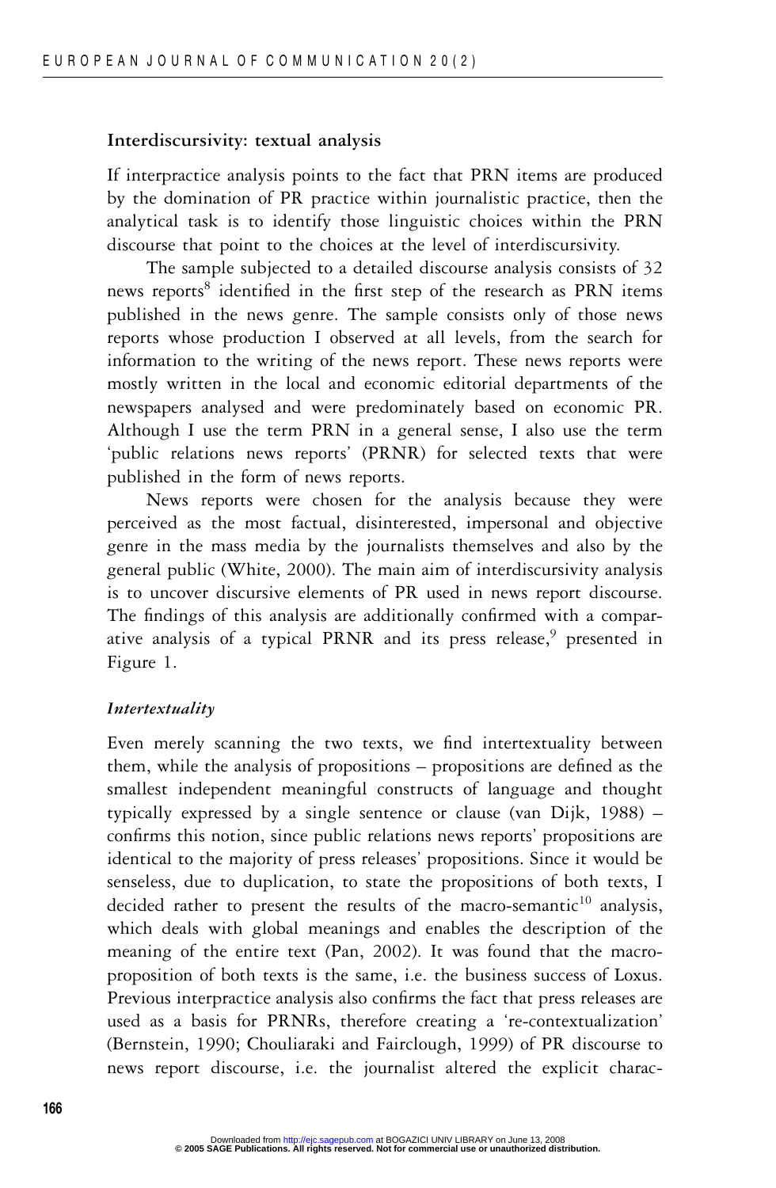## Interdiscursivity: textual analysis

If interpractice analysis points to the fact that PRN items are produced by the domination of PR practice within journalistic practice, then the analytical task is to identify those linguistic choices within the PRN discourse that point to the choices at the level of interdiscursivity.

The sample subjected to a detailed discourse analysis consists of 32 news reports[8] identified in the first step of the research as PRN items published in the news genre. The sample consists only of those news reports whose production I observed at all levels, from the search for information to the writing of the news report. These news reports were mostly written in the local and economic editorial departments of the newspapers analysed and were predominately based on economic PR. Although I use the term PRN in a general sense, I also use the term 'public relations news reports' (PRNR) for selected texts that were published in the form of news reports.

News reports were chosen for the analysis because they were perceived as the most factual, disinterested, impersonal and objective genre in the mass media by the journalists themselves and also by the general public (White, 2000). The main aim of interdiscursivity analysis is to uncover discursive elements of PR used in news report discourse. The findings of this analysis are additionally confirmed with a comparative analysis of a typical PRNR and its press release,[9] presented in Figure 1.

### *Intertextuality*

Even merely scanning the two texts, we find intertextuality between them, while the analysis of propositions – propositions are defined as the smallest independent meaningful constructs of language and thought typically expressed by a single sentence or clause (van Dijk, 1988) – confirms this notion, since public relations news reports' propositions are identical to the majority of press releases' propositions. Since it would be senseless, due to duplication, to state the propositions of both texts, I decided rather to present the results of the macro-semantic[10] analysis, which deals with global meanings and enables the description of the meaning of the entire text (Pan, 2002). It was found that the macro-proposition of both texts is the same, i.e. the business success of Loxus. Previous interpractice analysis also confirms the fact that press releases are used as a basis for PRNRs, therefore creating a 're-contextualization' (Bernstein, 1990; Chouliaraki and Fairclough, 1999) of PR discourse to news report discourse, i.e. the journalist altered the explicit charac-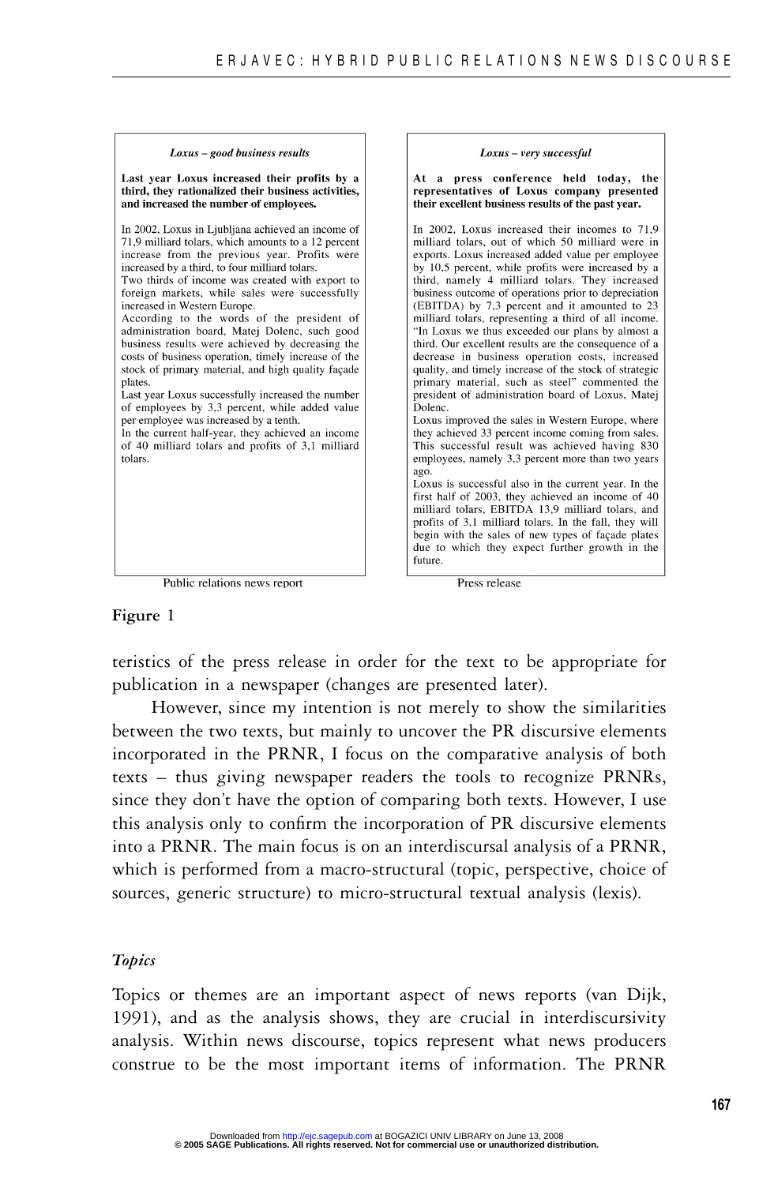*Loxus – good business results*

**Last year Loxus increased their profits by a third, they rationalized their business activities, and increased the number of employees.**

In 2002, Loxus in Ljubljana achieved an income of 71,9 milliard tolars, which amounts to a 12 percent increase from the previous year. Profits were increased by a third, to four milliard tolars.
Two thirds of income was created with export to foreign markets, while sales were successfully increased in Western Europe.
According to the words of the president of administration board, Matej Dolenc, such good business results were achieved by decreasing the costs of business operation, timely increase of the stock of primary material, and high quality façade plates.
Last year Loxus successfully increased the number of employees by 3,3 percent, while added value per employee was increased by a tenth.
In the current half-year, they achieved an income of 40 milliard tolars and profits of 3,1 milliard tolars.

Public relations news report

*Loxus – very successful*

**At a press conference held today, the representatives of Loxus company presented their excellent business results of the past year.**

In 2002, Loxus increased their incomes to 71,9 milliard tolars, out of which 50 milliard were in exports. Loxus increased added value per employee by 10,5 percent, while profits were increased by a third, namely 4 milliard tolars. They increased business outcome of operations prior to depreciation (EBITDA) by 7,3 percent and it amounted to 23 milliard tolars, representing a third of all income. "In Loxus we thus exceeded our plans by almost a third. Our excellent results are the consequence of a decrease in business operation costs, increased quality, and timely increase of the stock of strategic primary material, such as steel" commented the president of administration board of Loxus, Matej Dolenc.
Loxus improved the sales in Western Europe, where they achieved 33 percent income coming from sales. This successful result was achieved having 830 employees, namely 3,3 percent more than two years ago.
Loxus is successful also in the current year. In the first half of 2003, they achieved an income of 40 milliard tolars, EBITDA 13,9 milliard tolars, and profits of 3,1 milliard tolars. In the fall, they will begin with the sales of new types of façade plates due to which they expect further growth in the future.

Press release

**Figure 1**

teristics of the press release in order for the text to be appropriate for publication in a newspaper (changes are presented later).

However, since my intention is not merely to show the similarities between the two texts, but mainly to uncover the PR discursive elements incorporated in the PRNR, I focus on the comparative analysis of both texts – thus giving newspaper readers the tools to recognize PRNRs, since they don't have the option of comparing both texts. However, I use this analysis only to confirm the incorporation of PR discursive elements into a PRNR. The main focus is on an interdiscursal analysis of a PRNR, which is performed from a macro-structural (topic, perspective, choice of sources, generic structure) to micro-structural textual analysis (lexis).

### *Topics*

Topics or themes are an important aspect of news reports (van Dijk, 1991), and as the analysis shows, they are crucial in interdiscursivity analysis. Within news discourse, topics represent what news producers construe to be the most important items of information. The PRNR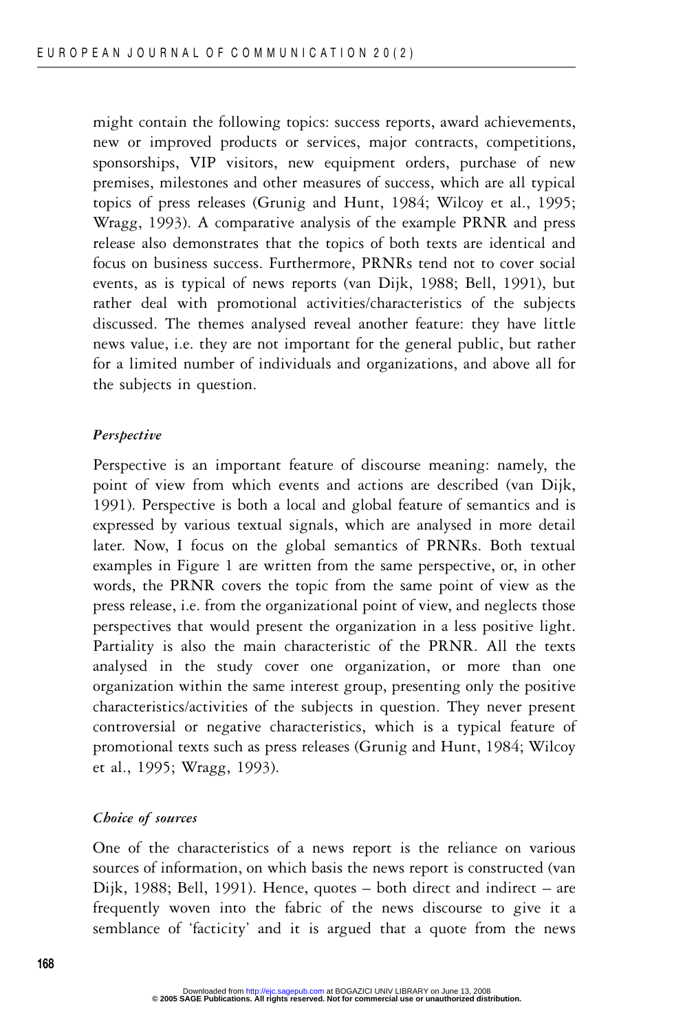might contain the following topics: success reports, award achievements, new or improved products or services, major contracts, competitions, sponsorships, VIP visitors, new equipment orders, purchase of new premises, milestones and other measures of success, which are all typical topics of press releases (Grunig and Hunt, 1984; Wilcoy et al., 1995; Wragg, 1993). A comparative analysis of the example PRNR and press release also demonstrates that the topics of both texts are identical and focus on business success. Furthermore, PRNRs tend not to cover social events, as is typical of news reports (van Dijk, 1988; Bell, 1991), but rather deal with promotional activities/characteristics of the subjects discussed. The themes analysed reveal another feature: they have little news value, i.e. they are not important for the general public, but rather for a limited number of individuals and organizations, and above all for the subjects in question.

### *Perspective*

Perspective is an important feature of discourse meaning: namely, the point of view from which events and actions are described (van Dijk, 1991). Perspective is both a local and global feature of semantics and is expressed by various textual signals, which are analysed in more detail later. Now, I focus on the global semantics of PRNRs. Both textual examples in Figure 1 are written from the same perspective, or, in other words, the PRNR covers the topic from the same point of view as the press release, i.e. from the organizational point of view, and neglects those perspectives that would present the organization in a less positive light. Partiality is also the main characteristic of the PRNR. All the texts analysed in the study cover one organization, or more than one organization within the same interest group, presenting only the positive characteristics/activities of the subjects in question. They never present controversial or negative characteristics, which is a typical feature of promotional texts such as press releases (Grunig and Hunt, 1984; Wilcoy et al., 1995; Wragg, 1993).

### *Choice of sources*

One of the characteristics of a news report is the reliance on various sources of information, on which basis the news report is constructed (van Dijk, 1988; Bell, 1991). Hence, quotes – both direct and indirect – are frequently woven into the fabric of the news discourse to give it a semblance of 'facticity' and it is argued that a quote from the news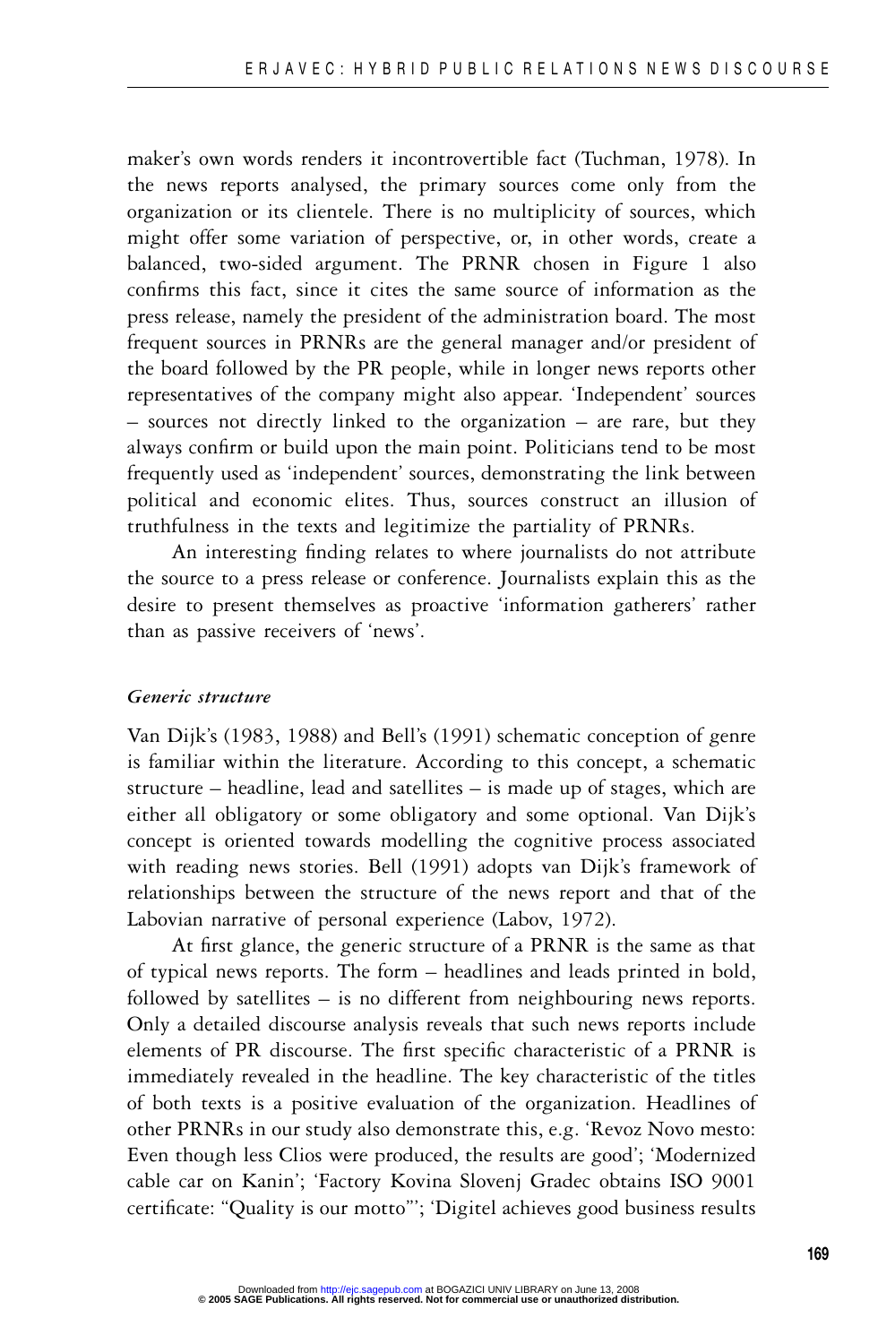maker's own words renders it incontrovertible fact (Tuchman, 1978). In the news reports analysed, the primary sources come only from the organization or its clientele. There is no multiplicity of sources, which might offer some variation of perspective, or, in other words, create a balanced, two-sided argument. The PRNR chosen in Figure 1 also confirms this fact, since it cites the same source of information as the press release, namely the president of the administration board. The most frequent sources in PRNRs are the general manager and/or president of the board followed by the PR people, while in longer news reports other representatives of the company might also appear. 'Independent' sources – sources not directly linked to the organization – are rare, but they always confirm or build upon the main point. Politicians tend to be most frequently used as 'independent' sources, demonstrating the link between political and economic elites. Thus, sources construct an illusion of truthfulness in the texts and legitimize the partiality of PRNRs.

An interesting finding relates to where journalists do not attribute the source to a press release or conference. Journalists explain this as the desire to present themselves as proactive 'information gatherers' rather than as passive receivers of 'news'.

### *Generic structure*

Van Dijk's (1983, 1988) and Bell's (1991) schematic conception of genre is familiar within the literature. According to this concept, a schematic structure – headline, lead and satellites – is made up of stages, which are either all obligatory or some obligatory and some optional. Van Dijk's concept is oriented towards modelling the cognitive process associated with reading news stories. Bell (1991) adopts van Dijk's framework of relationships between the structure of the news report and that of the Labovian narrative of personal experience (Labov, 1972).

At first glance, the generic structure of a PRNR is the same as that of typical news reports. The form – headlines and leads printed in bold, followed by satellites – is no different from neighbouring news reports. Only a detailed discourse analysis reveals that such news reports include elements of PR discourse. The first specific characteristic of a PRNR is immediately revealed in the headline. The key characteristic of the titles of both texts is a positive evaluation of the organization. Headlines of other PRNRs in our study also demonstrate this, e.g. 'Revoz Novo mesto: Even though less Clios were produced, the results are good'; 'Modernized cable car on Kanin'; 'Factory Kovina Slovenj Gradec obtains ISO 9001 certificate: "Quality is our motto"'; 'Digitel achieves good business results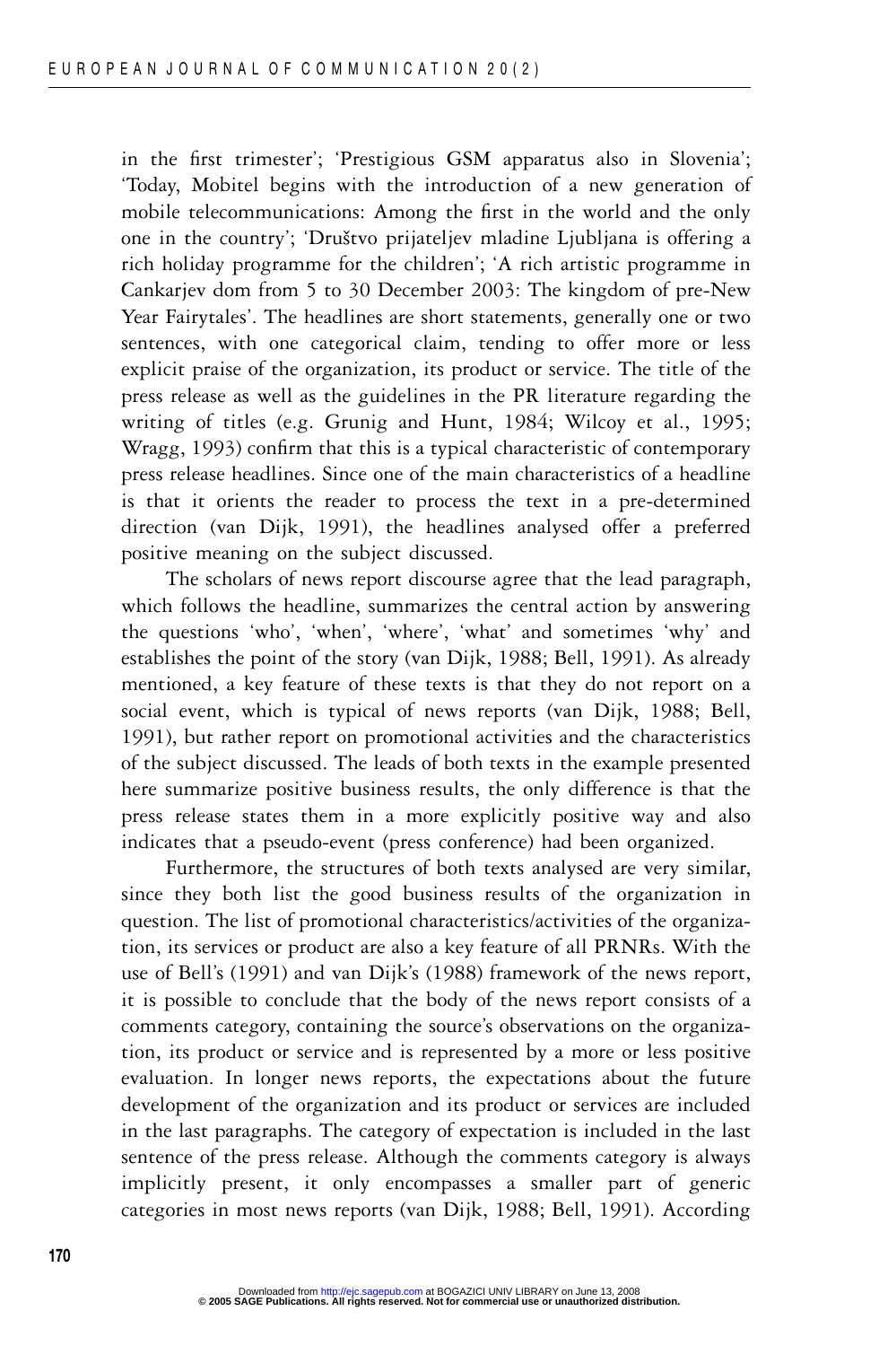in the first trimester'; 'Prestigious GSM apparatus also in Slovenia'; 'Today, Mobitel begins with the introduction of a new generation of mobile telecommunications: Among the first in the world and the only one in the country'; 'Društvo prijateljev mladine Ljubljana is offering a rich holiday programme for the children'; 'A rich artistic programme in Cankarjev dom from 5 to 30 December 2003: The kingdom of pre-New Year Fairytales'. The headlines are short statements, generally one or two sentences, with one categorical claim, tending to offer more or less explicit praise of the organization, its product or service. The title of the press release as well as the guidelines in the PR literature regarding the writing of titles (e.g. Grunig and Hunt, 1984; Wilcoy et al., 1995; Wragg, 1993) confirm that this is a typical characteristic of contemporary press release headlines. Since one of the main characteristics of a headline is that it orients the reader to process the text in a pre-determined direction (van Dijk, 1991), the headlines analysed offer a preferred positive meaning on the subject discussed.

The scholars of news report discourse agree that the lead paragraph, which follows the headline, summarizes the central action by answering the questions 'who', 'when', 'where', 'what' and sometimes 'why' and establishes the point of the story (van Dijk, 1988; Bell, 1991). As already mentioned, a key feature of these texts is that they do not report on a social event, which is typical of news reports (van Dijk, 1988; Bell, 1991), but rather report on promotional activities and the characteristics of the subject discussed. The leads of both texts in the example presented here summarize positive business results, the only difference is that the press release states them in a more explicitly positive way and also indicates that a pseudo-event (press conference) had been organized.

Furthermore, the structures of both texts analysed are very similar, since they both list the good business results of the organization in question. The list of promotional characteristics/activities of the organization, its services or product are also a key feature of all PRNRs. With the use of Bell's (1991) and van Dijk's (1988) framework of the news report, it is possible to conclude that the body of the news report consists of a comments category, containing the source's observations on the organization, its product or service and is represented by a more or less positive evaluation. In longer news reports, the expectations about the future development of the organization and its product or services are included in the last paragraphs. The category of expectation is included in the last sentence of the press release. Although the comments category is always implicitly present, it only encompasses a smaller part of generic categories in most news reports (van Dijk, 1988; Bell, 1991). According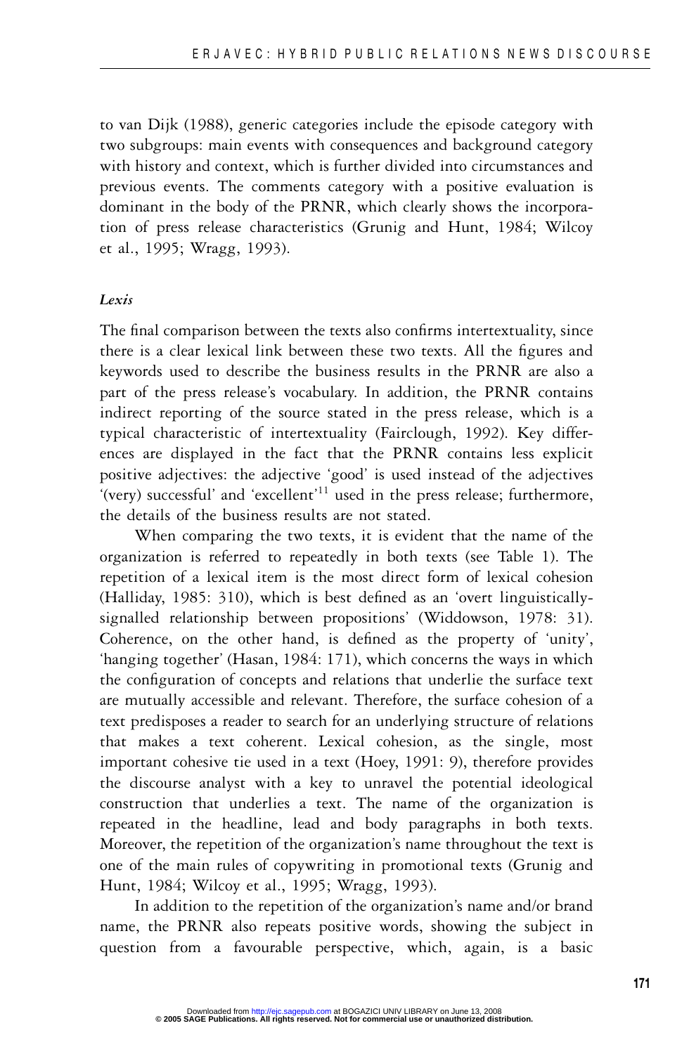to van Dijk (1988), generic categories include the episode category with two subgroups: main events with consequences and background category with history and context, which is further divided into circumstances and previous events. The comments category with a positive evaluation is dominant in the body of the PRNR, which clearly shows the incorporation of press release characteristics (Grunig and Hunt, 1984; Wilcoy et al., 1995; Wragg, 1993).

### *Lexis*

The final comparison between the texts also confirms intertextuality, since there is a clear lexical link between these two texts. All the figures and keywords used to describe the business results in the PRNR are also a part of the press release's vocabulary. In addition, the PRNR contains indirect reporting of the source stated in the press release, which is a typical characteristic of intertextuality (Fairclough, 1992). Key differences are displayed in the fact that the PRNR contains less explicit positive adjectives: the adjective 'good' is used instead of the adjectives '(very) successful' and 'excellent'[11] used in the press release; furthermore, the details of the business results are not stated.

When comparing the two texts, it is evident that the name of the organization is referred to repeatedly in both texts (see Table 1). The repetition of a lexical item is the most direct form of lexical cohesion (Halliday, 1985: 310), which is best defined as an 'overt linguistically-signalled relationship between propositions' (Widdowson, 1978: 31). Coherence, on the other hand, is defined as the property of 'unity', 'hanging together' (Hasan, 1984: 171), which concerns the ways in which the configuration of concepts and relations that underlie the surface text are mutually accessible and relevant. Therefore, the surface cohesion of a text predisposes a reader to search for an underlying structure of relations that makes a text coherent. Lexical cohesion, as the single, most important cohesive tie used in a text (Hoey, 1991: 9), therefore provides the discourse analyst with a key to unravel the potential ideological construction that underlies a text. The name of the organization is repeated in the headline, lead and body paragraphs in both texts. Moreover, the repetition of the organization's name throughout the text is one of the main rules of copywriting in promotional texts (Grunig and Hunt, 1984; Wilcoy et al., 1995; Wragg, 1993).

In addition to the repetition of the organization's name and/or brand name, the PRNR also repeats positive words, showing the subject in question from a favourable perspective, which, again, is a basic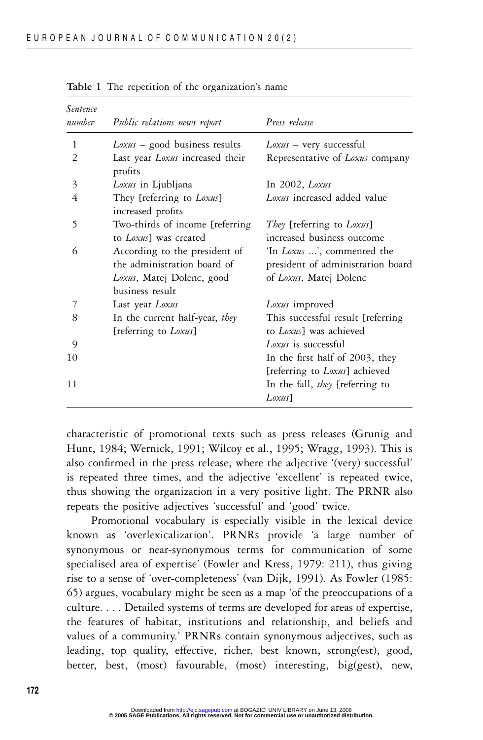Table 1 The repetition of the organization's name

| *Sentence number* | *Public relations news report* | *Press release* |
|---|---|---|
| 1 | *Loxus* – good business results | *Loxus* – very successful |
| 2 | Last year *Loxus* increased their profits | Representative of *Loxus* company |
| 3 | *Loxus* in Ljubljana | In 2002, *Loxus* |
| 4 | They [referring to *Loxus*] increased profits | *Loxus* increased added value |
| 5 | Two-thirds of income [referring to *Loxus*] was created | *They* [referring to *Loxus*] increased business outcome |
| 6 | According to the president of the administration board of *Loxus*, Matej Dolenc, good business result | 'In *Loxus* ...', commented the president of administration board of *Loxus*, Matej Dolenc |
| 7 | Last year *Loxus* | *Loxus* improved |
| 8 | In the current half-year, *they* [referring to *Loxus*] | This successful result [referring to *Loxus*] was achieved |
| 9 | | *Loxus* is successful |
| 10 | | In the first half of 2003, they [referring to *Loxus*] achieved |
| 11 | | In the fall, *they* [referring to *Loxus*] |

characteristic of promotional texts such as press releases (Grunig and Hunt, 1984; Wernick, 1991; Wilcoy et al., 1995; Wragg, 1993). This is also confirmed in the press release, where the adjective '(very) successful' is repeated three times, and the adjective 'excellent' is repeated twice, thus showing the organization in a very positive light. The PRNR also repeats the positive adjectives 'successful' and 'good' twice.

Promotional vocabulary is especially visible in the lexical device known as 'overlexicalization'. PRNRs provide 'a large number of synonymous or near-synonymous terms for communication of some specialised area of expertise' (Fowler and Kress, 1979: 211), thus giving rise to a sense of 'over-completeness' (van Dijk, 1991). As Fowler (1985: 65) argues, vocabulary might be seen as a map 'of the preoccupations of a culture. . . . Detailed systems of terms are developed for areas of expertise, the features of habitat, institutions and relationship, and beliefs and values of a community.' PRNRs contain synonymous adjectives, such as leading, top quality, effective, richer, best known, strong(est), good, better, best, (most) favourable, (most) interesting, big(gest), new,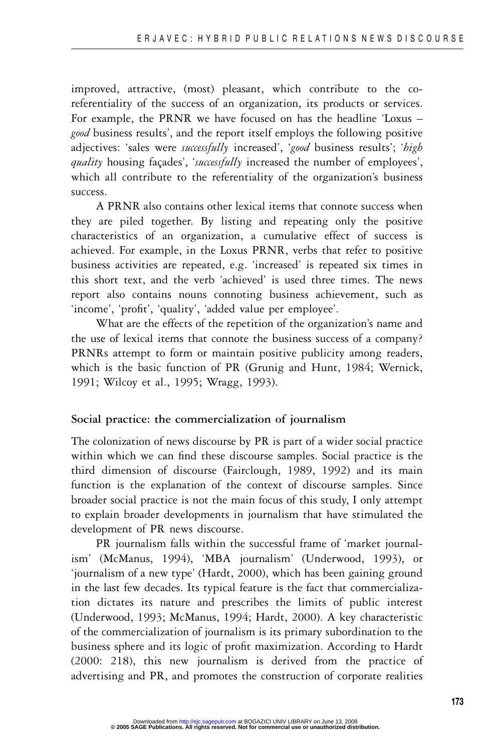improved, attractive, (most) pleasant, which contribute to the co-referentiality of the success of an organization, its products or services. For example, the PRNR we have focused on has the headline 'Loxus – *good* business results', and the report itself employs the following positive adjectives: 'sales were *successfully* increased', '*good* business results'; '*high quality* housing façades', '*successfully* increased the number of employees', which all contribute to the referentiality of the organization's business success.

A PRNR also contains other lexical items that connote success when they are piled together. By listing and repeating only the positive characteristics of an organization, a cumulative effect of success is achieved. For example, in the Loxus PRNR, verbs that refer to positive business activities are repeated, e.g. 'increased' is repeated six times in this short text, and the verb 'achieved' is used three times. The news report also contains nouns connoting business achievement, such as 'income', 'profit', 'quality', 'added value per employee'.

What are the effects of the repetition of the organization's name and the use of lexical items that connote the business success of a company? PRNRs attempt to form or maintain positive publicity among readers, which is the basic function of PR (Grunig and Hunt, 1984; Wernick, 1991; Wilcoy et al., 1995; Wragg, 1993).

### Social practice: the commercialization of journalism

The colonization of news discourse by PR is part of a wider social practice within which we can find these discourse samples. Social practice is the third dimension of discourse (Fairclough, 1989, 1992) and its main function is the explanation of the context of discourse samples. Since broader social practice is not the main focus of this study, I only attempt to explain broader developments in journalism that have stimulated the development of PR news discourse.

PR journalism falls within the successful frame of 'market journalism' (McManus, 1994), 'MBA journalism' (Underwood, 1993), or 'journalism of a new type' (Hardt, 2000), which has been gaining ground in the last few decades. Its typical feature is the fact that commercialization dictates its nature and prescribes the limits of public interest (Underwood, 1993; McManus, 1994; Hardt, 2000). A key characteristic of the commercialization of journalism is its primary subordination to the business sphere and its logic of profit maximization. According to Hardt (2000: 218), this new journalism is derived from the practice of advertising and PR, and promotes the construction of corporate realities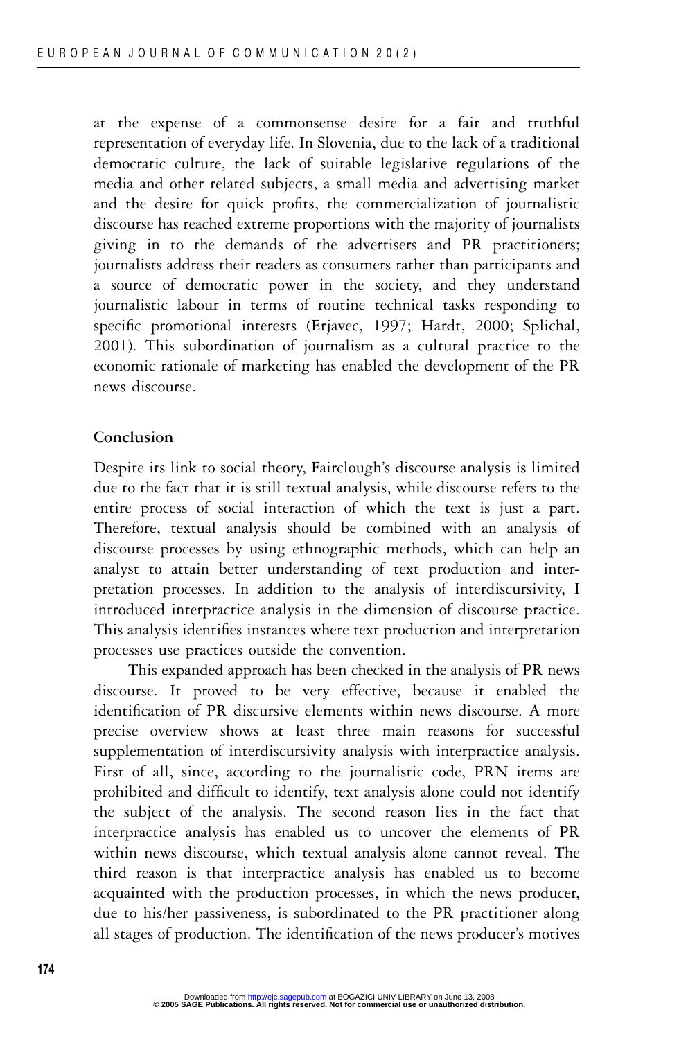at the expense of a commonsense desire for a fair and truthful representation of everyday life. In Slovenia, due to the lack of a traditional democratic culture, the lack of suitable legislative regulations of the media and other related subjects, a small media and advertising market and the desire for quick profits, the commercialization of journalistic discourse has reached extreme proportions with the majority of journalists giving in to the demands of the advertisers and PR practitioners; journalists address their readers as consumers rather than participants and a source of democratic power in the society, and they understand journalistic labour in terms of routine technical tasks responding to specific promotional interests (Erjavec, 1997; Hardt, 2000; Splichal, 2001). This subordination of journalism as a cultural practice to the economic rationale of marketing has enabled the development of the PR news discourse.

## Conclusion

Despite its link to social theory, Fairclough's discourse analysis is limited due to the fact that it is still textual analysis, while discourse refers to the entire process of social interaction of which the text is just a part. Therefore, textual analysis should be combined with an analysis of discourse processes by using ethnographic methods, which can help an analyst to attain better understanding of text production and interpretation processes. In addition to the analysis of interdiscursivity, I introduced interpractice analysis in the dimension of discourse practice. This analysis identifies instances where text production and interpretation processes use practices outside the convention.

This expanded approach has been checked in the analysis of PR news discourse. It proved to be very effective, because it enabled the identification of PR discursive elements within news discourse. A more precise overview shows at least three main reasons for successful supplementation of interdiscursivity analysis with interpractice analysis. First of all, since, according to the journalistic code, PRN items are prohibited and difficult to identify, text analysis alone could not identify the subject of the analysis. The second reason lies in the fact that interpractice analysis has enabled us to uncover the elements of PR within news discourse, which textual analysis alone cannot reveal. The third reason is that interpractice analysis has enabled us to become acquainted with the production processes, in which the news producer, due to his/her passiveness, is subordinated to the PR practitioner along all stages of production. The identification of the news producer's motives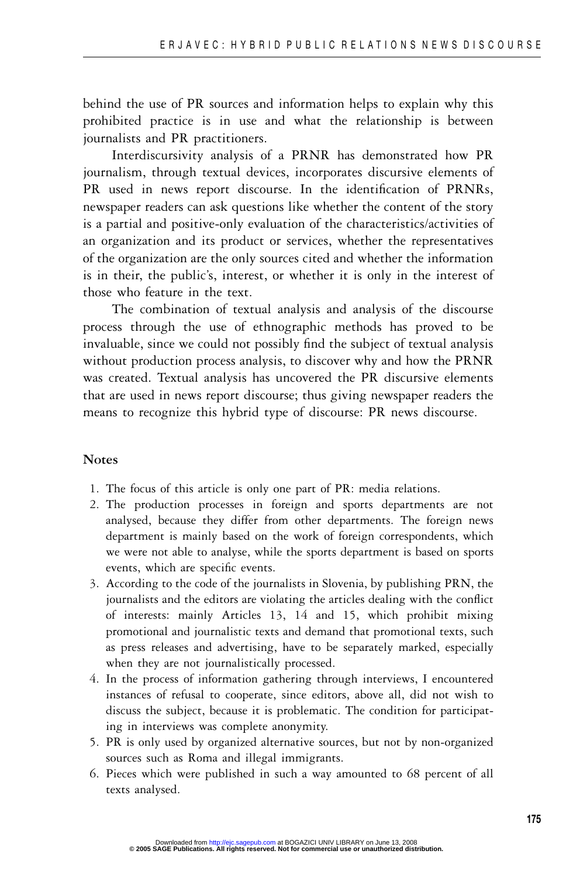behind the use of PR sources and information helps to explain why this prohibited practice is in use and what the relationship is between journalists and PR practitioners.

Interdiscursivity analysis of a PRNR has demonstrated how PR journalism, through textual devices, incorporates discursive elements of PR used in news report discourse. In the identification of PRNRs, newspaper readers can ask questions like whether the content of the story is a partial and positive-only evaluation of the characteristics/activities of an organization and its product or services, whether the representatives of the organization are the only sources cited and whether the information is in their, the public's, interest, or whether it is only in the interest of those who feature in the text.

The combination of textual analysis and analysis of the discourse process through the use of ethnographic methods has proved to be invaluable, since we could not possibly find the subject of textual analysis without production process analysis, to discover why and how the PRNR was created. Textual analysis has uncovered the PR discursive elements that are used in news report discourse; thus giving newspaper readers the means to recognize this hybrid type of discourse: PR news discourse.

## Notes

1. The focus of this article is only one part of PR: media relations.
2. The production processes in foreign and sports departments are not analysed, because they differ from other departments. The foreign news department is mainly based on the work of foreign correspondents, which we were not able to analyse, while the sports department is based on sports events, which are specific events.
3. According to the code of the journalists in Slovenia, by publishing PRN, the journalists and the editors are violating the articles dealing with the conflict of interests: mainly Articles 13, 14 and 15, which prohibit mixing promotional and journalistic texts and demand that promotional texts, such as press releases and advertising, have to be separately marked, especially when they are not journalistically processed.
4. In the process of information gathering through interviews, I encountered instances of refusal to cooperate, since editors, above all, did not wish to discuss the subject, because it is problematic. The condition for participating in interviews was complete anonymity.
5. PR is only used by organized alternative sources, but not by non-organized sources such as Roma and illegal immigrants.
6. Pieces which were published in such a way amounted to 68 percent of all texts analysed.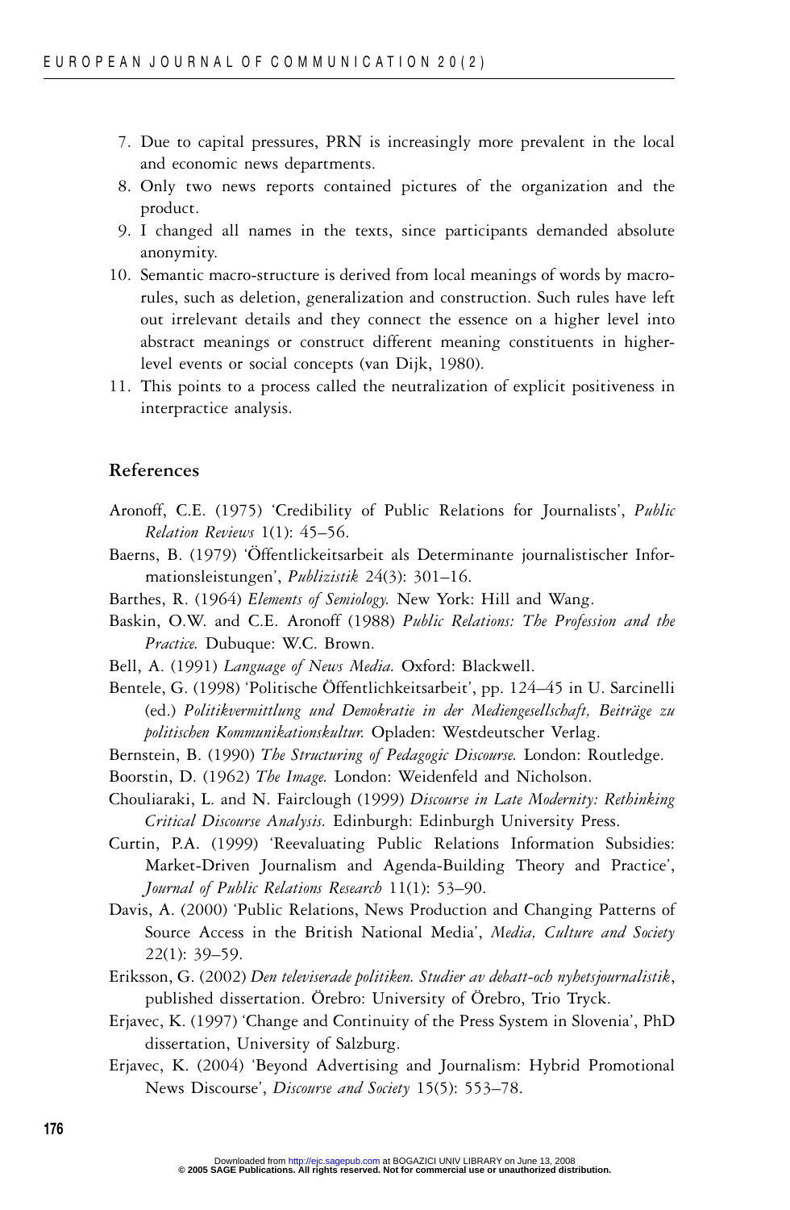7. Due to capital pressures, PRN is increasingly more prevalent in the local and economic news departments.
8. Only two news reports contained pictures of the organization and the product.
9. I changed all names in the texts, since participants demanded absolute anonymity.
10. Semantic macro-structure is derived from local meanings of words by macro-rules, such as deletion, generalization and construction. Such rules have left out irrelevant details and they connect the essence on a higher level into abstract meanings or construct different meaning constituents in higher-level events or social concepts (van Dijk, 1980).
11. This points to a process called the neutralization of explicit positiveness in interpractice analysis.

## References

Aronoff, C.E. (1975) 'Credibility of Public Relations for Journalists', *Public Relation Reviews* 1(1): 45–56.

Baerns, B. (1979) 'Öffentlickeitsarbeit als Determinante journalistischer Informationsleistungen', *Publizistik* 24(3): 301–16.

Barthes, R. (1964) *Elements of Semiology.* New York: Hill and Wang.

Baskin, O.W. and C.E. Aronoff (1988) *Public Relations: The Profession and the Practice.* Dubuque: W.C. Brown.

Bell, A. (1991) *Language of News Media.* Oxford: Blackwell.

Bentele, G. (1998) 'Politische Öffentlichkeitsarbeit', pp. 124–45 in U. Sarcinelli (ed.) *Politikvermittlung und Demokratie in der Mediengesellschaft, Beiträge zu politischen Kommunikationskultur.* Opladen: Westdeutscher Verlag.

Bernstein, B. (1990) *The Structuring of Pedagogic Discourse.* London: Routledge.

Boorstin, D. (1962) *The Image.* London: Weidenfeld and Nicholson.

Chouliaraki, L. and N. Fairclough (1999) *Discourse in Late Modernity: Rethinking Critical Discourse Analysis.* Edinburgh: Edinburgh University Press.

Curtin, P.A. (1999) 'Reevaluating Public Relations Information Subsidies: Market-Driven Journalism and Agenda-Building Theory and Practice', *Journal of Public Relations Research* 11(1): 53–90.

Davis, A. (2000) 'Public Relations, News Production and Changing Patterns of Source Access in the British National Media', *Media, Culture and Society* 22(1): 39–59.

Eriksson, G. (2002) *Den televiserade politiken. Studier av debatt-och nyhetsjournalistik*, published dissertation. Örebro: University of Örebro, Trio Tryck.

Erjavec, K. (1997) 'Change and Continuity of the Press System in Slovenia', PhD dissertation, University of Salzburg.

Erjavec, K. (2004) 'Beyond Advertising and Journalism: Hybrid Promotional News Discourse', *Discourse and Society* 15(5): 553–78.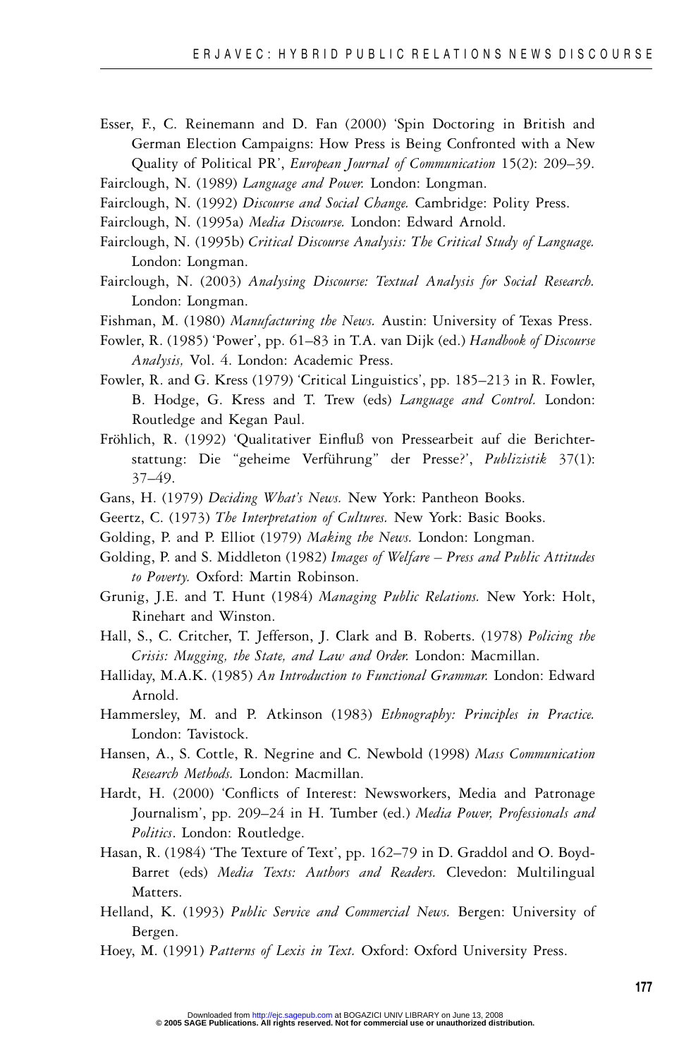Esser, F., C. Reinemann and D. Fan (2000) 'Spin Doctoring in British and German Election Campaigns: How Press is Being Confronted with a New Quality of Political PR', *European Journal of Communication* 15(2): 209–39.

Fairclough, N. (1989) *Language and Power.* London: Longman.

Fairclough, N. (1992) *Discourse and Social Change.* Cambridge: Polity Press.

Fairclough, N. (1995a) *Media Discourse.* London: Edward Arnold.

Fairclough, N. (1995b) *Critical Discourse Analysis: The Critical Study of Language.* London: Longman.

Fairclough, N. (2003) *Analysing Discourse: Textual Analysis for Social Research.* London: Longman.

Fishman, M. (1980) *Manufacturing the News.* Austin: University of Texas Press.

Fowler, R. (1985) 'Power', pp. 61–83 in T.A. van Dijk (ed.) *Handbook of Discourse Analysis,* Vol. 4. London: Academic Press.

Fowler, R. and G. Kress (1979) 'Critical Linguistics', pp. 185–213 in R. Fowler, B. Hodge, G. Kress and T. Trew (eds) *Language and Control.* London: Routledge and Kegan Paul.

Fröhlich, R. (1992) 'Qualitativer Einfluß von Pressearbeit auf die Berichterstattung: Die "geheime Verführung" der Presse?', *Publizistik* 37(1): 37–49.

Gans, H. (1979) *Deciding What's News.* New York: Pantheon Books.

Geertz, C. (1973) *The Interpretation of Cultures.* New York: Basic Books.

Golding, P. and P. Elliot (1979) *Making the News.* London: Longman.

Golding, P. and S. Middleton (1982) *Images of Welfare – Press and Public Attitudes to Poverty.* Oxford: Martin Robinson.

Grunig, J.E. and T. Hunt (1984) *Managing Public Relations.* New York: Holt, Rinehart and Winston.

Hall, S., C. Critcher, T. Jefferson, J. Clark and B. Roberts. (1978) *Policing the Crisis: Mugging, the State, and Law and Order.* London: Macmillan.

Halliday, M.A.K. (1985) *An Introduction to Functional Grammar.* London: Edward Arnold.

Hammersley, M. and P. Atkinson (1983) *Ethnography: Principles in Practice.* London: Tavistock.

Hansen, A., S. Cottle, R. Negrine and C. Newbold (1998) *Mass Communication Research Methods.* London: Macmillan.

Hardt, H. (2000) 'Conflicts of Interest: Newsworkers, Media and Patronage Journalism', pp. 209–24 in H. Tumber (ed.) *Media Power, Professionals and Politics*. London: Routledge.

Hasan, R. (1984) 'The Texture of Text', pp. 162–79 in D. Graddol and O. Boyd-Barret (eds) *Media Texts: Authors and Readers.* Clevedon: Multilingual Matters.

Helland, K. (1993) *Public Service and Commercial News.* Bergen: University of Bergen.

Hoey, M. (1991) *Patterns of Lexis in Text.* Oxford: Oxford University Press.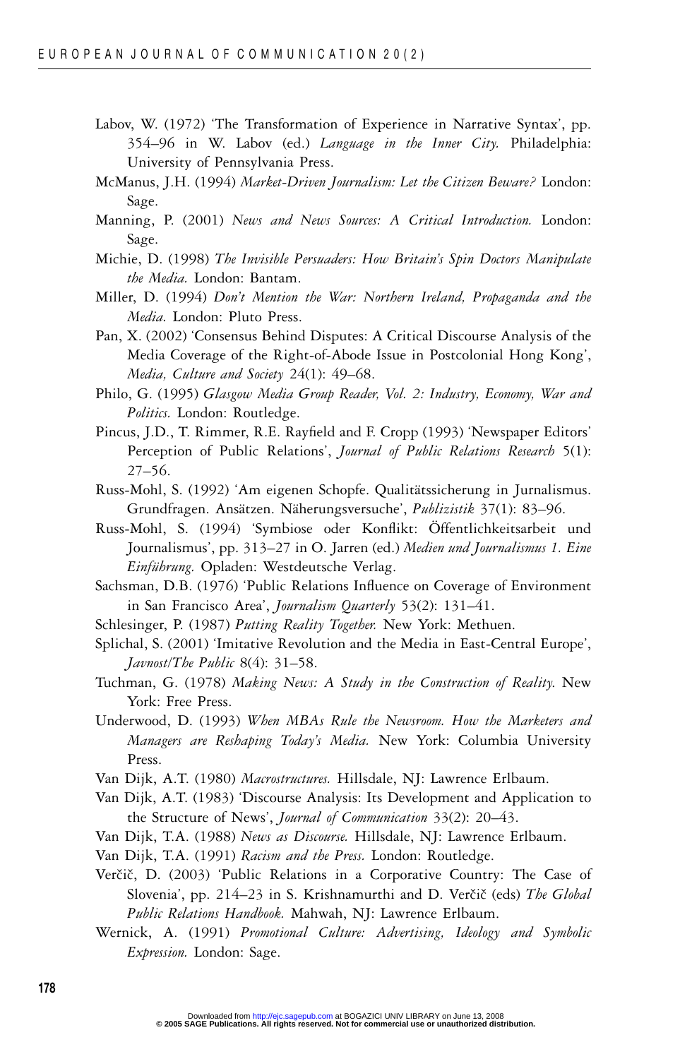Labov, W. (1972) 'The Transformation of Experience in Narrative Syntax', pp. 354–96 in W. Labov (ed.) *Language in the Inner City.* Philadelphia: University of Pennsylvania Press.

McManus, J.H. (1994) *Market-Driven Journalism: Let the Citizen Beware?* London: Sage.

Manning, P. (2001) *News and News Sources: A Critical Introduction.* London: Sage.

Michie, D. (1998) *The Invisible Persuaders: How Britain's Spin Doctors Manipulate the Media.* London: Bantam.

Miller, D. (1994) *Don't Mention the War: Northern Ireland, Propaganda and the Media.* London: Pluto Press.

Pan, X. (2002) 'Consensus Behind Disputes: A Critical Discourse Analysis of the Media Coverage of the Right-of-Abode Issue in Postcolonial Hong Kong', *Media, Culture and Society* 24(1): 49–68.

Philo, G. (1995) *Glasgow Media Group Reader, Vol. 2: Industry, Economy, War and Politics.* London: Routledge.

Pincus, J.D., T. Rimmer, R.E. Rayfield and F. Cropp (1993) 'Newspaper Editors' Perception of Public Relations', *Journal of Public Relations Research* 5(1): 27–56.

Russ-Mohl, S. (1992) 'Am eigenen Schopfe. Qualitätssicherung in Jurnalismus. Grundfragen. Ansätzen. Näherungsversuche', *Publizistik* 37(1): 83–96.

Russ-Mohl, S. (1994) 'Symbiose oder Konflikt: Öffentlichkeitsarbeit und Journalismus', pp. 313–27 in O. Jarren (ed.) *Medien und Journalismus 1. Eine Einführung.* Opladen: Westdeutsche Verlag.

Sachsman, D.B. (1976) 'Public Relations Influence on Coverage of Environment in San Francisco Area', *Journalism Quarterly* 53(2): 131–41.

Schlesinger, P. (1987) *Putting Reality Together.* New York: Methuen.

Splichal, S. (2001) 'Imitative Revolution and the Media in East-Central Europe', *Javnost/The Public* 8(4): 31–58.

Tuchman, G. (1978) *Making News: A Study in the Construction of Reality.* New York: Free Press.

Underwood, D. (1993) *When MBAs Rule the Newsroom. How the Marketers and Managers are Reshaping Today's Media.* New York: Columbia University Press.

Van Dijk, A.T. (1980) *Macrostructures.* Hillsdale, NJ: Lawrence Erlbaum.

Van Dijk, A.T. (1983) 'Discourse Analysis: Its Development and Application to the Structure of News', *Journal of Communication* 33(2): 20–43.

Van Dijk, T.A. (1988) *News as Discourse.* Hillsdale, NJ: Lawrence Erlbaum.

Van Dijk, T.A. (1991) *Racism and the Press.* London: Routledge.

Verčič, D. (2003) 'Public Relations in a Corporative Country: The Case of Slovenia', pp. 214–23 in S. Krishnamurthi and D. Verčič (eds) *The Global Public Relations Handbook.* Mahwah, NJ: Lawrence Erlbaum.

Wernick, A. (1991) *Promotional Culture: Advertising, Ideology and Symbolic Expression.* London: Sage.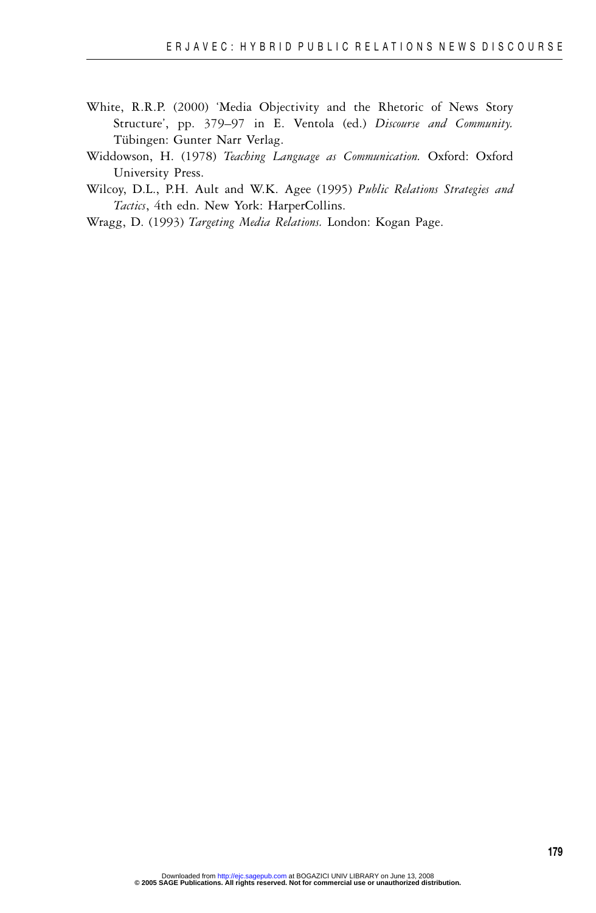White, R.R.P. (2000) 'Media Objectivity and the Rhetoric of News Story Structure', pp. 379–97 in E. Ventola (ed.) *Discourse and Community.* Tübingen: Gunter Narr Verlag.

Widdowson, H. (1978) *Teaching Language as Communication.* Oxford: Oxford University Press.

Wilcoy, D.L., P.H. Ault and W.K. Agee (1995) *Public Relations Strategies and Tactics*, 4th edn. New York: HarperCollins.

Wragg, D. (1993) *Targeting Media Relations.* London: Kogan Page.